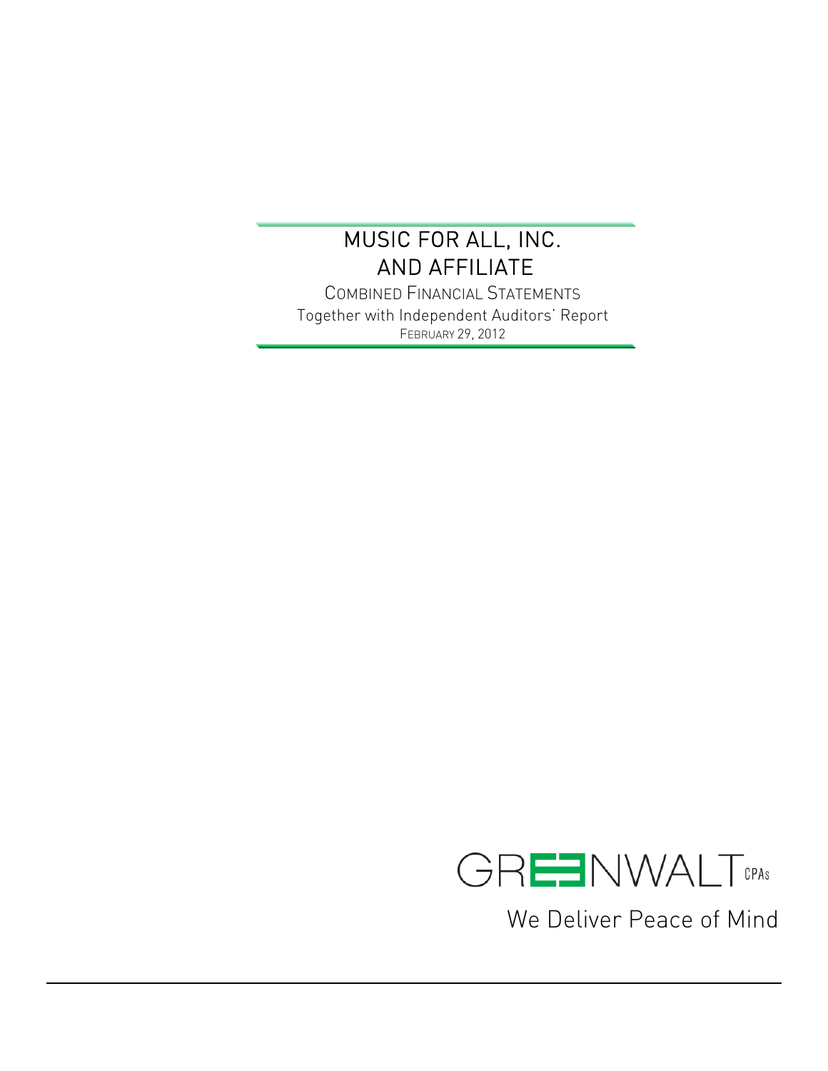# MUSIC FOR ALL, INC.
# AND AFFILIATE

COMBINED FINANCIAL STATEMENTS

Together with Independent Auditors' Report

FEBRUARY 29, 2012

GREENWALT CPAs

We Deliver Peace of Mind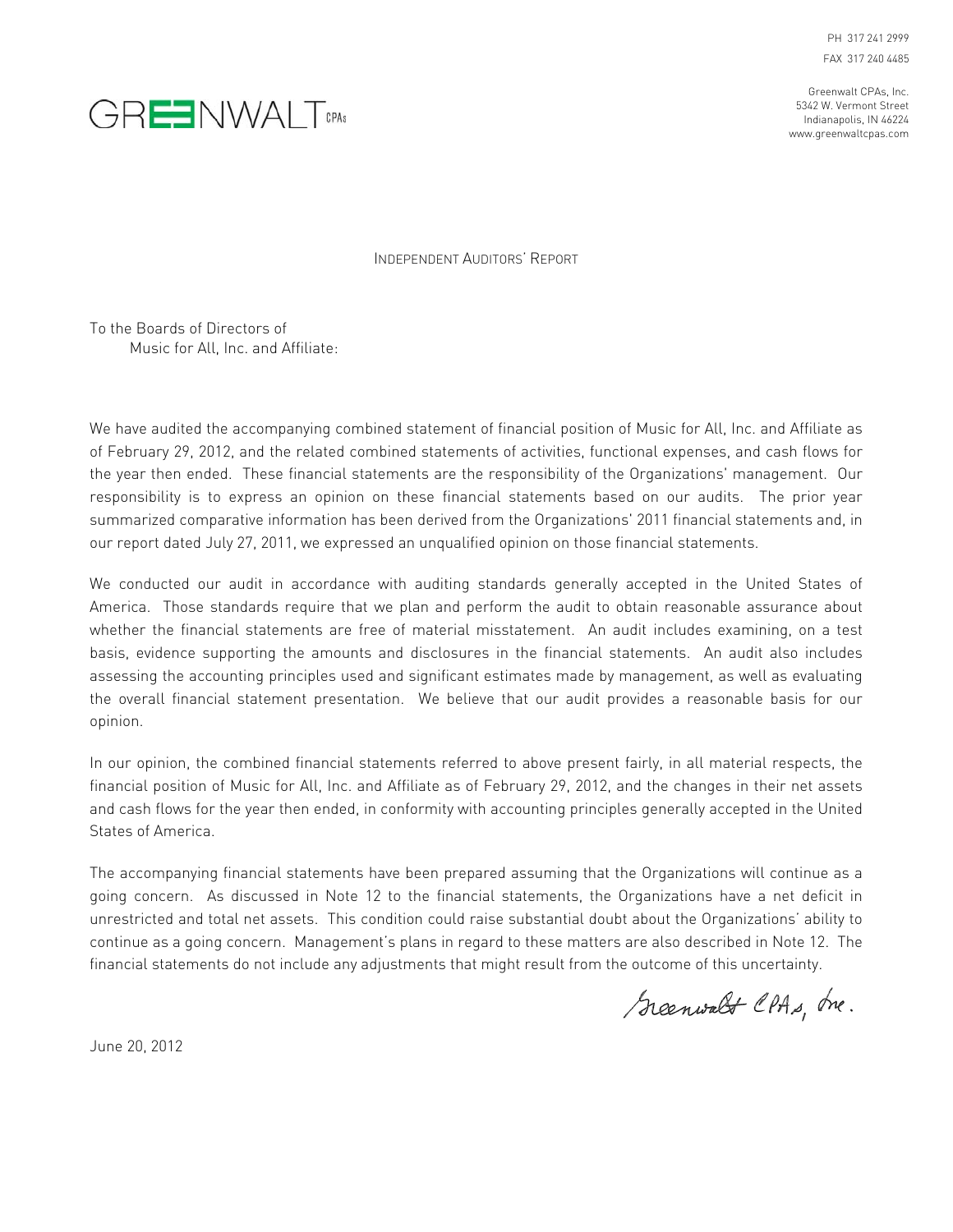PH 317 241 2999
FAX 317 240 4485

Greenwalt CPAs, Inc.
5342 W. Vermont Street
Indianapolis, IN 46224
www.greenwaltcpas.com

GREENWALT CPAs

# Independent Auditors' Report

To the Boards of Directors of
Music for All, Inc. and Affiliate:

We have audited the accompanying combined statement of financial position of Music for All, Inc. and Affiliate as of February 29, 2012, and the related combined statements of activities, functional expenses, and cash flows for the year then ended. These financial statements are the responsibility of the Organizations' management. Our responsibility is to express an opinion on these financial statements based on our audits. The prior year summarized comparative information has been derived from the Organizations' 2011 financial statements and, in our report dated July 27, 2011, we expressed an unqualified opinion on those financial statements.

We conducted our audit in accordance with auditing standards generally accepted in the United States of America. Those standards require that we plan and perform the audit to obtain reasonable assurance about whether the financial statements are free of material misstatement. An audit includes examining, on a test basis, evidence supporting the amounts and disclosures in the financial statements. An audit also includes assessing the accounting principles used and significant estimates made by management, as well as evaluating the overall financial statement presentation. We believe that our audit provides a reasonable basis for our opinion.

In our opinion, the combined financial statements referred to above present fairly, in all material respects, the financial position of Music for All, Inc. and Affiliate as of February 29, 2012, and the changes in their net assets and cash flows for the year then ended, in conformity with accounting principles generally accepted in the United States of America.

The accompanying financial statements have been prepared assuming that the Organizations will continue as a going concern. As discussed in Note 12 to the financial statements, the Organizations have a net deficit in unrestricted and total net assets. This condition could raise substantial doubt about the Organizations' ability to continue as a going concern. Management's plans in regard to these matters are also described in Note 12. The financial statements do not include any adjustments that might result from the outcome of this uncertainty.

Greenwalt CPAs, Inc.

June 20, 2012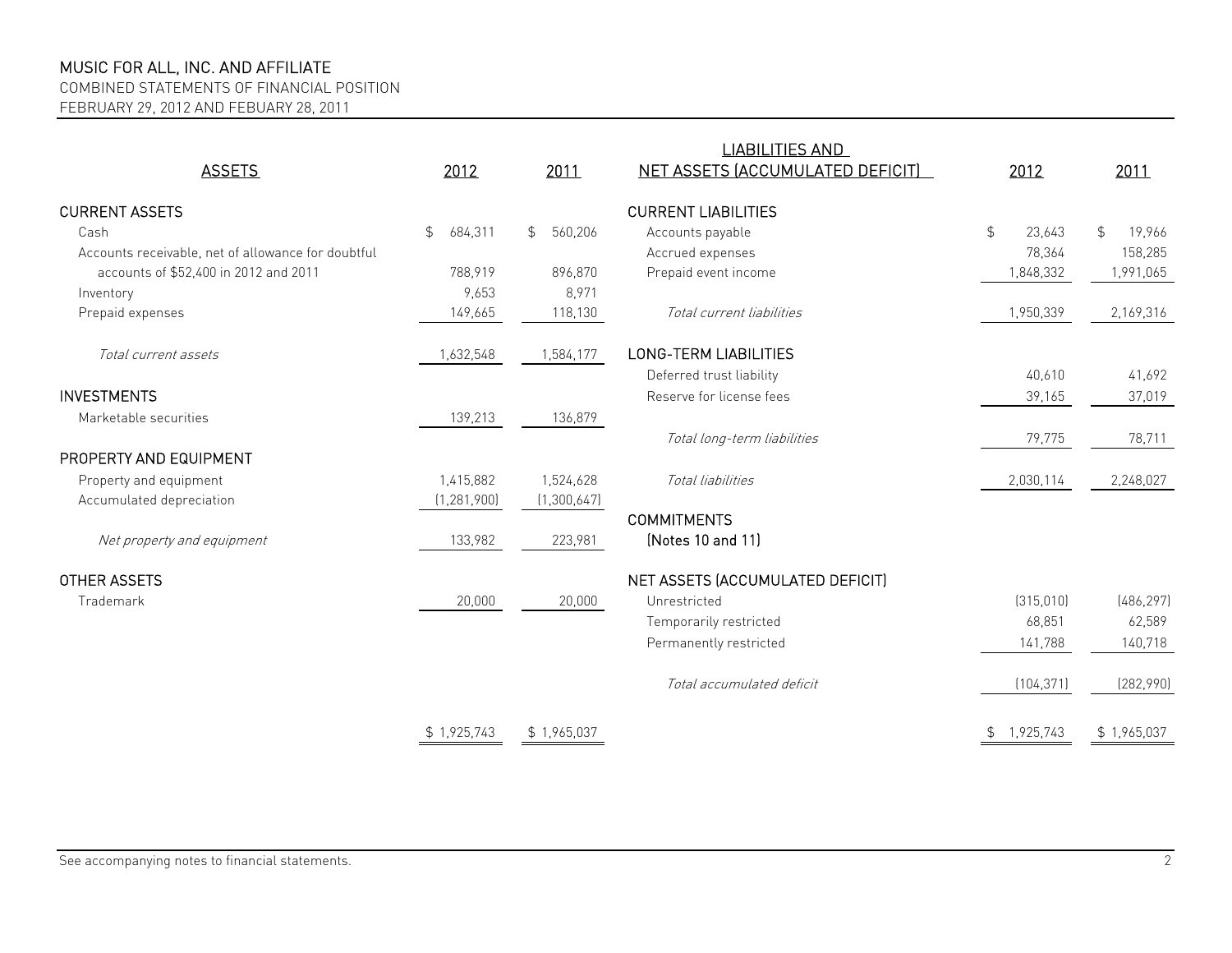# MUSIC FOR ALL, INC. AND AFFILIATE
## COMBINED STATEMENTS OF FINANCIAL POSITION
## FEBRUARY 29, 2012 AND FEBUARY 28, 2011

| ASSETS | 2012 | 2011 |
|---|---|---|
| **CURRENT ASSETS** | | |
| Cash | $ 684,311 | $ 560,206 |
| Accounts receivable, net of allowance for doubtful accounts of $52,400 in 2012 and 2011 | 788,919 | 896,870 |
| Inventory | 9,653 | 8,971 |
| Prepaid expenses | 149,665 | 118,130 |
| *Total current assets* | 1,632,548 | 1,584,177 |
| **INVESTMENTS** | | |
| Marketable securities | 139,213 | 136,879 |
| **PROPERTY AND EQUIPMENT** | | |
| Property and equipment | 1,415,882 | 1,524,628 |
| Accumulated depreciation | (1,281,900) | (1,300,647) |
| *Net property and equipment* | 133,982 | 223,981 |
| **OTHER ASSETS** | | |
| Trademark | 20,000 | 20,000 |
| | $ 1,925,743 | $ 1,965,037 |

| LIABILITIES AND NET ASSETS (ACCUMULATED DEFICIT) | 2012 | 2011 |
|---|---|---|
| **CURRENT LIABILITIES** | | |
| Accounts payable | $ 23,643 | $ 19,966 |
| Accrued expenses | 78,364 | 158,285 |
| Prepaid event income | 1,848,332 | 1,991,065 |
| *Total current liabilities* | 1,950,339 | 2,169,316 |
| **LONG-TERM LIABILITIES** | | |
| Deferred trust liability | 40,610 | 41,692 |
| Reserve for license fees | 39,165 | 37,019 |
| *Total long-term liabilities* | 79,775 | 78,711 |
| *Total liabilities* | 2,030,114 | 2,248,027 |
| **COMMITMENTS (Notes 10 and 11)** | | |
| **NET ASSETS (ACCUMULATED DEFICIT)** | | |
| Unrestricted | (315,010) | (486,297) |
| Temporarily restricted | 68,851 | 62,589 |
| Permanently restricted | 141,788 | 140,718 |
| *Total accumulated deficit* | (104,371) | (282,990) |
| | $ 1,925,743 | $ 1,965,037 |

See accompanying notes to financial statements.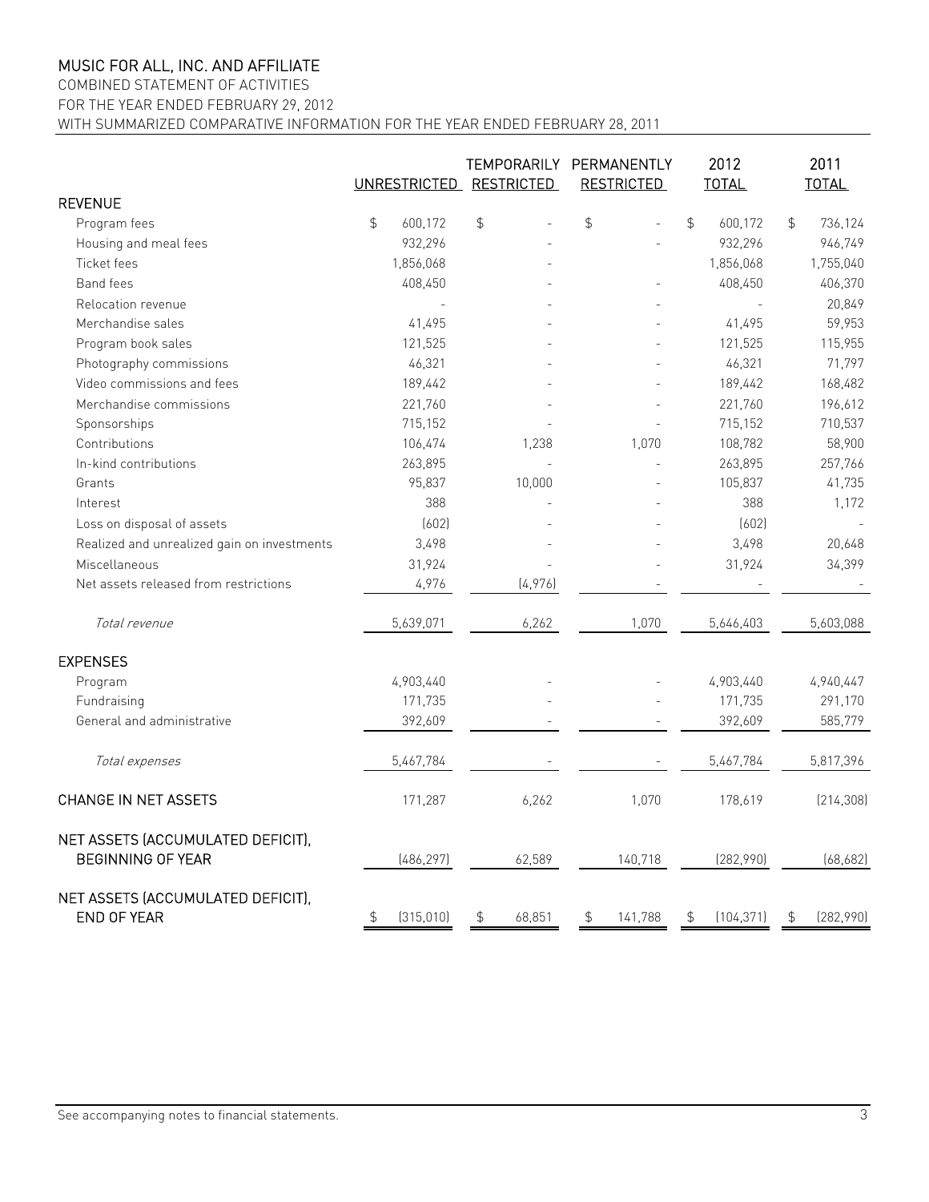# MUSIC FOR ALL, INC. AND AFFILIATE

COMBINED STATEMENT OF ACTIVITIES

FOR THE YEAR ENDED FEBRUARY 29, 2012

WITH SUMMARIZED COMPARATIVE INFORMATION FOR THE YEAR ENDED FEBRUARY 28, 2011

| | UNRESTRICTED | TEMPORARILY RESTRICTED | PERMANENTLY RESTRICTED | 2012 TOTAL | 2011 TOTAL |
|---|---|---|---|---|---|
| **REVENUE** | | | | | |
| Program fees | $ 600,172 | $ - | $ - | $ 600,172 | $ 736,124 |
| Housing and meal fees | 932,296 | - | - | 932,296 | 946,749 |
| Ticket fees | 1,856,068 | - | | 1,856,068 | 1,755,040 |
| Band fees | 408,450 | - | - | 408,450 | 406,370 |
| Relocation revenue | - | - | - | - | 20,849 |
| Merchandise sales | 41,495 | - | - | 41,495 | 59,953 |
| Program book sales | 121,525 | - | - | 121,525 | 115,955 |
| Photography commissions | 46,321 | - | - | 46,321 | 71,797 |
| Video commissions and fees | 189,442 | - | - | 189,442 | 168,482 |
| Merchandise commissions | 221,760 | - | - | 221,760 | 196,612 |
| Sponsorships | 715,152 | - | - | 715,152 | 710,537 |
| Contributions | 106,474 | 1,238 | 1,070 | 108,782 | 58,900 |
| In-kind contributions | 263,895 | - | - | 263,895 | 257,766 |
| Grants | 95,837 | 10,000 | - | 105,837 | 41,735 |
| Interest | 388 | - | - | 388 | 1,172 |
| Loss on disposal of assets | (602) | - | - | (602) | - |
| Realized and unrealized gain on investments | 3,498 | - | - | 3,498 | 20,648 |
| Miscellaneous | 31,924 | - | - | 31,924 | 34,399 |
| Net assets released from restrictions | 4,976 | (4,976) | - | - | - |
| *Total revenue* | 5,639,071 | 6,262 | 1,070 | 5,646,403 | 5,603,088 |
| **EXPENSES** | | | | | |
| Program | 4,903,440 | - | - | 4,903,440 | 4,940,447 |
| Fundraising | 171,735 | - | - | 171,735 | 291,170 |
| General and administrative | 392,609 | - | - | 392,609 | 585,779 |
| *Total expenses* | 5,467,784 | - | - | 5,467,784 | 5,817,396 |
| **CHANGE IN NET ASSETS** | 171,287 | 6,262 | 1,070 | 178,619 | (214,308) |
| **NET ASSETS (ACCUMULATED DEFICIT), BEGINNING OF YEAR** | (486,297) | 62,589 | 140,718 | (282,990) | (68,682) |
| **NET ASSETS (ACCUMULATED DEFICIT), END OF YEAR** | $ (315,010) | $ 68,851 | $ 141,788 | $ (104,371) | $ (282,990) |

See accompanying notes to financial statements.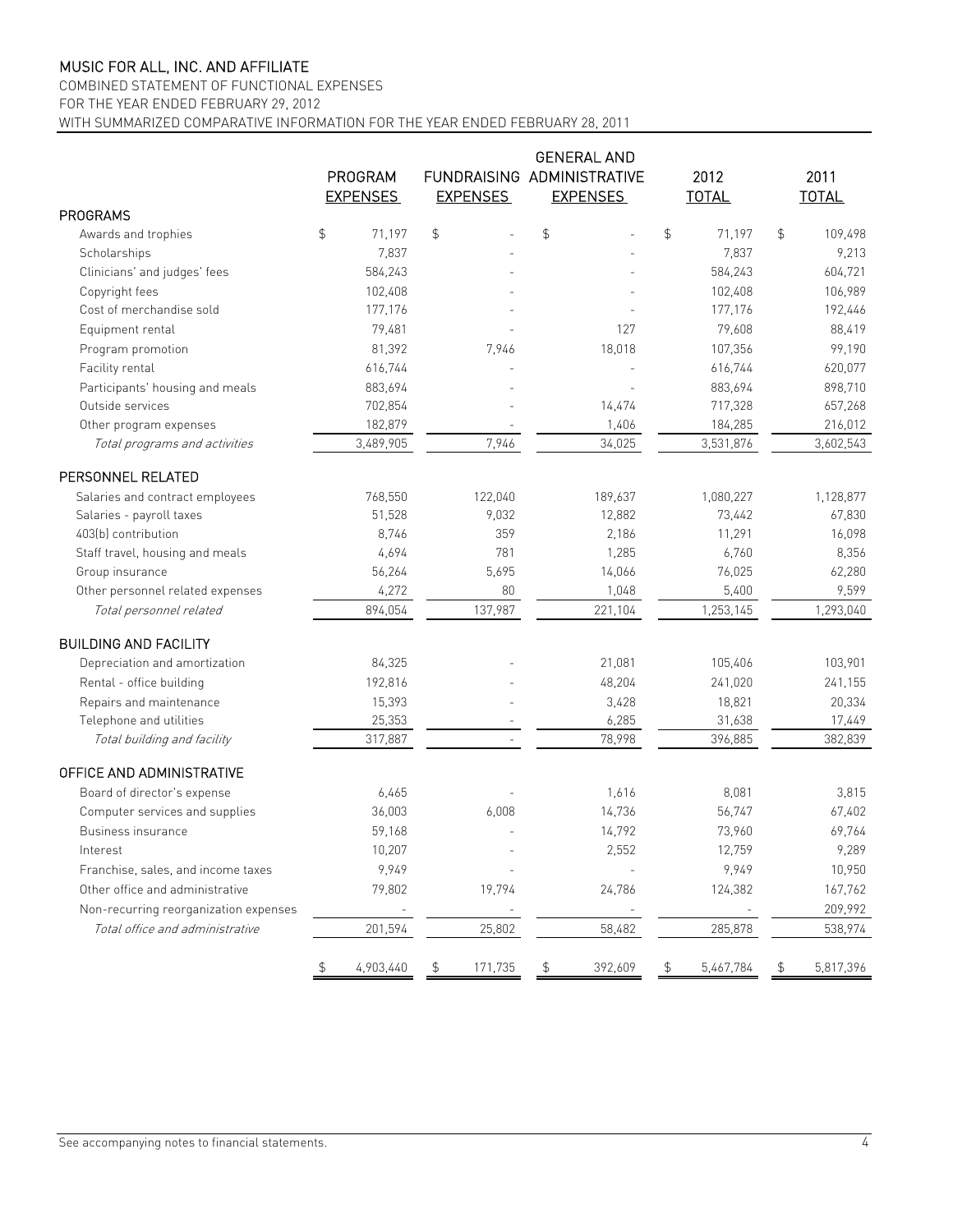# MUSIC FOR ALL, INC. AND AFFILIATE

COMBINED STATEMENT OF FUNCTIONAL EXPENSES
FOR THE YEAR ENDED FEBRUARY 29, 2012
WITH SUMMARIZED COMPARATIVE INFORMATION FOR THE YEAR ENDED FEBRUARY 28, 2011

| | PROGRAM EXPENSES | FUNDRAISING EXPENSES | GENERAL AND ADMINISTRATIVE EXPENSES | 2012 TOTAL | 2011 TOTAL |
|---|---|---|---|---|---|
| **PROGRAMS** | | | | | |
| Awards and trophies | $ 71,197 | $ - | $ - | $ 71,197 | $ 109,498 |
| Scholarships | 7,837 | - | - | 7,837 | 9,213 |
| Clinicians' and judges' fees | 584,243 | - | - | 584,243 | 604,721 |
| Copyright fees | 102,408 | - | - | 102,408 | 106,989 |
| Cost of merchandise sold | 177,176 | - | - | 177,176 | 192,446 |
| Equipment rental | 79,481 | - | 127 | 79,608 | 88,419 |
| Program promotion | 81,392 | 7,946 | 18,018 | 107,356 | 99,190 |
| Facility rental | 616,744 | - | - | 616,744 | 620,077 |
| Participants' housing and meals | 883,694 | - | - | 883,694 | 898,710 |
| Outside services | 702,854 | - | 14,474 | 717,328 | 657,268 |
| Other program expenses | 182,879 | - | 1,406 | 184,285 | 216,012 |
| *Total programs and activities* | 3,489,905 | 7,946 | 34,025 | 3,531,876 | 3,602,543 |
| **PERSONNEL RELATED** | | | | | |
| Salaries and contract employees | 768,550 | 122,040 | 189,637 | 1,080,227 | 1,128,877 |
| Salaries - payroll taxes | 51,528 | 9,032 | 12,882 | 73,442 | 67,830 |
| 403(b) contribution | 8,746 | 359 | 2,186 | 11,291 | 16,098 |
| Staff travel, housing and meals | 4,694 | 781 | 1,285 | 6,760 | 8,356 |
| Group insurance | 56,264 | 5,695 | 14,066 | 76,025 | 62,280 |
| Other personnel related expenses | 4,272 | 80 | 1,048 | 5,400 | 9,599 |
| *Total personnel related* | 894,054 | 137,987 | 221,104 | 1,253,145 | 1,293,040 |
| **BUILDING AND FACILITY** | | | | | |
| Depreciation and amortization | 84,325 | - | 21,081 | 105,406 | 103,901 |
| Rental - office building | 192,816 | - | 48,204 | 241,020 | 241,155 |
| Repairs and maintenance | 15,393 | - | 3,428 | 18,821 | 20,334 |
| Telephone and utilities | 25,353 | - | 6,285 | 31,638 | 17,449 |
| *Total building and facility* | 317,887 | - | 78,998 | 396,885 | 382,839 |
| **OFFICE AND ADMINISTRATIVE** | | | | | |
| Board of director's expense | 6,465 | - | 1,616 | 8,081 | 3,815 |
| Computer services and supplies | 36,003 | 6,008 | 14,736 | 56,747 | 67,402 |
| Business insurance | 59,168 | - | 14,792 | 73,960 | 69,764 |
| Interest | 10,207 | - | 2,552 | 12,759 | 9,289 |
| Franchise, sales, and income taxes | 9,949 | - | - | 9,949 | 10,950 |
| Other office and administrative | 79,802 | 19,794 | 24,786 | 124,382 | 167,762 |
| Non-recurring reorganization expenses | - | - | - | - | 209,992 |
| *Total office and administrative* | 201,594 | 25,802 | 58,482 | 285,878 | 538,974 |
| | $ 4,903,440 | $ 171,735 | $ 392,609 | $ 5,467,784 | $ 5,817,396 |

See accompanying notes to financial statements.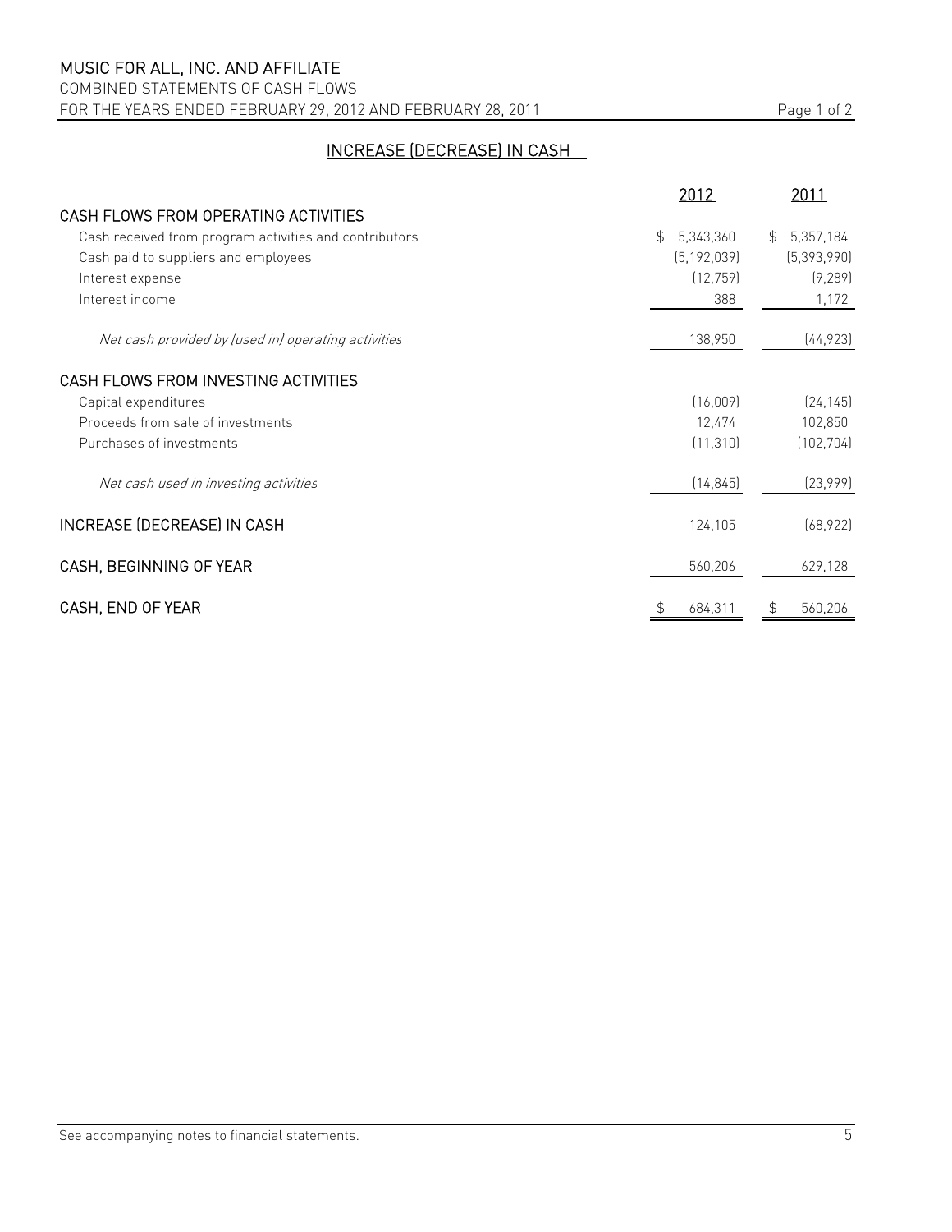# MUSIC FOR ALL, INC. AND AFFILIATE

COMBINED STATEMENTS OF CASH FLOWS

FOR THE YEARS ENDED FEBRUARY 29, 2012 AND FEBRUARY 28, 2011

## INCREASE (DECREASE) IN CASH

| | 2012 | 2011 |
|---|---|---|
| **CASH FLOWS FROM OPERATING ACTIVITIES** | | |
| Cash received from program activities and contributors | $ 5,343,360 | $ 5,357,184 |
| Cash paid to suppliers and employees | (5,192,039) | (5,393,990) |
| Interest expense | (12,759) | (9,289) |
| Interest income | 388 | 1,172 |
| *Net cash provided by (used in) operating activities* | 138,950 | (44,923) |
| **CASH FLOWS FROM INVESTING ACTIVITIES** | | |
| Capital expenditures | (16,009) | (24,145) |
| Proceeds from sale of investments | 12,474 | 102,850 |
| Purchases of investments | (11,310) | (102,704) |
| *Net cash used in investing activities* | (14,845) | (23,999) |
| **INCREASE (DECREASE) IN CASH** | 124,105 | (68,922) |
| **CASH, BEGINNING OF YEAR** | 560,206 | 629,128 |
| **CASH, END OF YEAR** | $ 684,311 | $ 560,206 |

See accompanying notes to financial statements.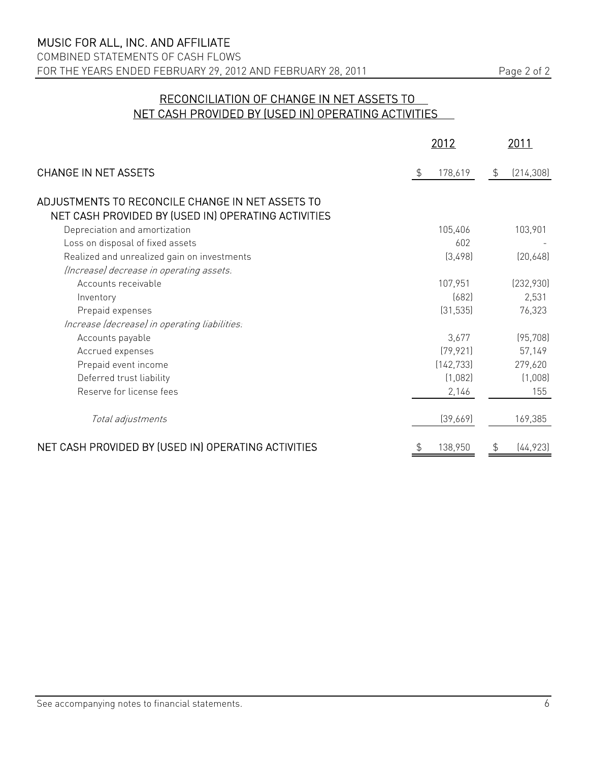# MUSIC FOR ALL, INC. AND AFFILIATE

COMBINED STATEMENTS OF CASH FLOWS

FOR THE YEARS ENDED FEBRUARY 29, 2012 AND FEBRUARY 28, 2011

## RECONCILIATION OF CHANGE IN NET ASSETS TO NET CASH PROVIDED BY (USED IN) OPERATING ACTIVITIES

| | 2012 | 2011 |
|---|---|---|
| CHANGE IN NET ASSETS | $ 178,619 | $ (214,308) |
| ADJUSTMENTS TO RECONCILE CHANGE IN NET ASSETS TO NET CASH PROVIDED BY (USED IN) OPERATING ACTIVITIES | | |
| Depreciation and amortization | 105,406 | 103,901 |
| Loss on disposal of fixed assets | 602 | - |
| Realized and unrealized gain on investments | (3,498) | (20,648) |
| *(Increase) decrease in operating assets:* | | |
| Accounts receivable | 107,951 | (232,930) |
| Inventory | (682) | 2,531 |
| Prepaid expenses | (31,535) | 76,323 |
| *Increase (decrease) in operating liabilities:* | | |
| Accounts payable | 3,677 | (95,708) |
| Accrued expenses | (79,921) | 57,149 |
| Prepaid event income | (142,733) | 279,620 |
| Deferred trust liability | (1,082) | (1,008) |
| Reserve for license fees | 2,146 | 155 |
| *Total adjustments* | (39,669) | 169,385 |
| NET CASH PROVIDED BY (USED IN) OPERATING ACTIVITIES | $ 138,950 | $ (44,923) |

See accompanying notes to financial statements.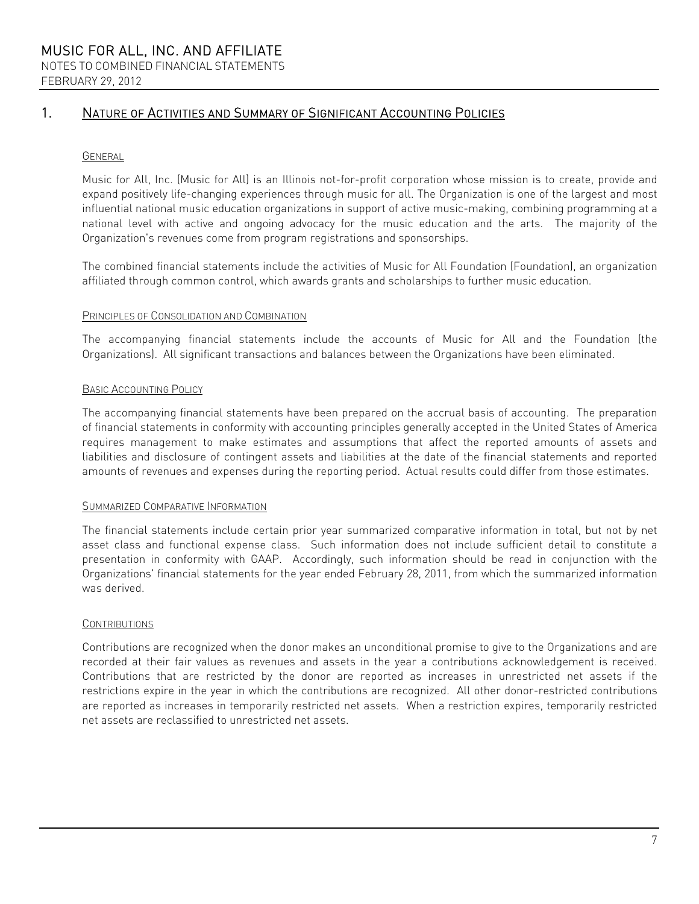# MUSIC FOR ALL, INC. AND AFFILIATE

NOTES TO COMBINED FINANCIAL STATEMENTS

FEBRUARY 29, 2012

## 1. NATURE OF ACTIVITIES AND SUMMARY OF SIGNIFICANT ACCOUNTING POLICIES

### GENERAL

Music for All, Inc. (Music for All) is an Illinois not-for-profit corporation whose mission is to create, provide and expand positively life-changing experiences through music for all. The Organization is one of the largest and most influential national music education organizations in support of active music-making, combining programming at a national level with active and ongoing advocacy for the music education and the arts. The majority of the Organization's revenues come from program registrations and sponsorships.

The combined financial statements include the activities of Music for All Foundation (Foundation), an organization affiliated through common control, which awards grants and scholarships to further music education.

### PRINCIPLES OF CONSOLIDATION AND COMBINATION

The accompanying financial statements include the accounts of Music for All and the Foundation (the Organizations). All significant transactions and balances between the Organizations have been eliminated.

### BASIC ACCOUNTING POLICY

The accompanying financial statements have been prepared on the accrual basis of accounting. The preparation of financial statements in conformity with accounting principles generally accepted in the United States of America requires management to make estimates and assumptions that affect the reported amounts of assets and liabilities and disclosure of contingent assets and liabilities at the date of the financial statements and reported amounts of revenues and expenses during the reporting period. Actual results could differ from those estimates.

### SUMMARIZED COMPARATIVE INFORMATION

The financial statements include certain prior year summarized comparative information in total, but not by net asset class and functional expense class. Such information does not include sufficient detail to constitute a presentation in conformity with GAAP. Accordingly, such information should be read in conjunction with the Organizations' financial statements for the year ended February 28, 2011, from which the summarized information was derived.

### CONTRIBUTIONS

Contributions are recognized when the donor makes an unconditional promise to give to the Organizations and are recorded at their fair values as revenues and assets in the year a contributions acknowledgement is received. Contributions that are restricted by the donor are reported as increases in unrestricted net assets if the restrictions expire in the year in which the contributions are recognized. All other donor-restricted contributions are reported as increases in temporarily restricted net assets. When a restriction expires, temporarily restricted net assets are reclassified to unrestricted net assets.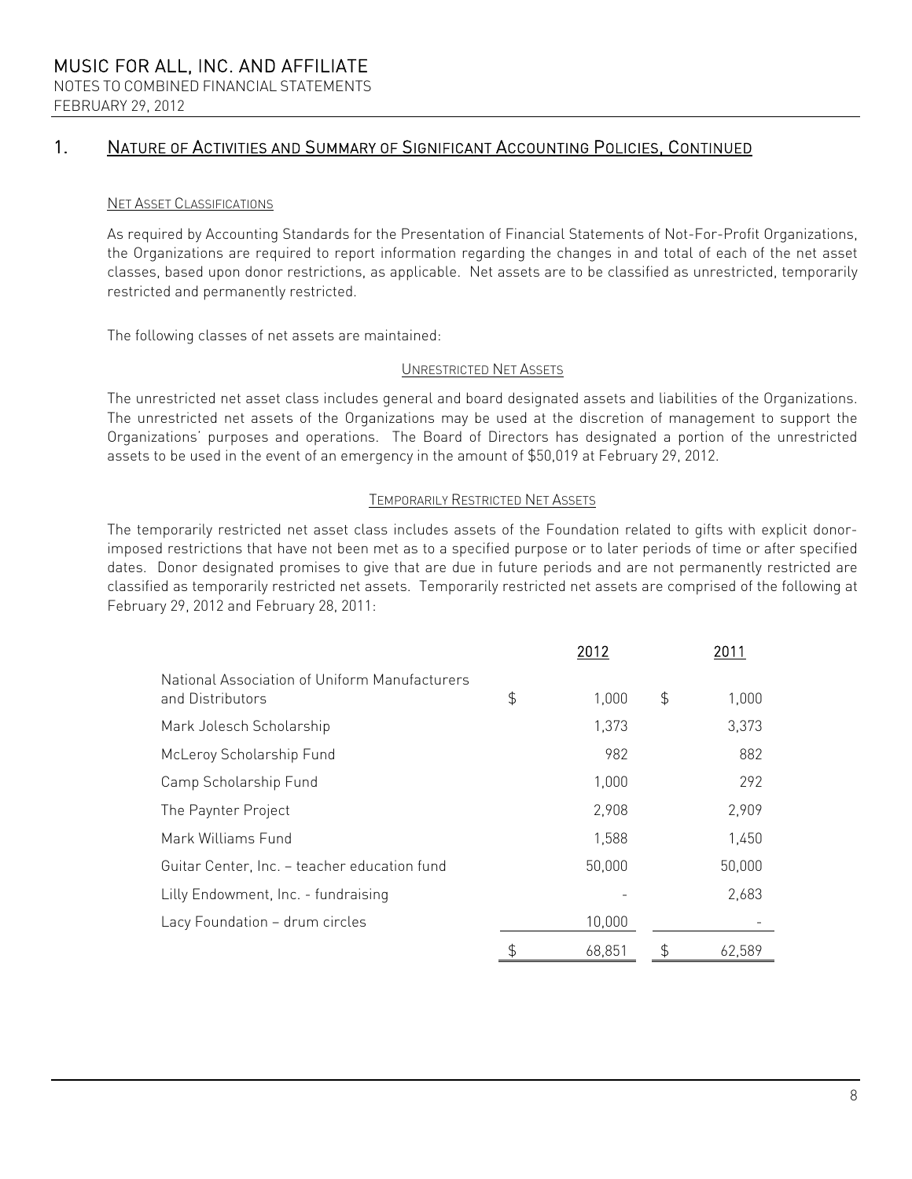## 1. Nature of Activities and Summary of Significant Accounting Policies, Continued

### Net Asset Classifications

As required by Accounting Standards for the Presentation of Financial Statements of Not-For-Profit Organizations, the Organizations are required to report information regarding the changes in and total of each of the net asset classes, based upon donor restrictions, as applicable. Net assets are to be classified as unrestricted, temporarily restricted and permanently restricted.

The following classes of net assets are maintained:

#### Unrestricted Net Assets

The unrestricted net asset class includes general and board designated assets and liabilities of the Organizations. The unrestricted net assets of the Organizations may be used at the discretion of management to support the Organizations' purposes and operations. The Board of Directors has designated a portion of the unrestricted assets to be used in the event of an emergency in the amount of $50,019 at February 29, 2012.

#### Temporarily Restricted Net Assets

The temporarily restricted net asset class includes assets of the Foundation related to gifts with explicit donor-imposed restrictions that have not been met as to a specified purpose or to later periods of time or after specified dates. Donor designated promises to give that are due in future periods and are not permanently restricted are classified as temporarily restricted net assets. Temporarily restricted net assets are comprised of the following at February 29, 2012 and February 28, 2011:

| | 2012 | 2011 |
|---|---|---|
| National Association of Uniform Manufacturers and Distributors | $ 1,000 | $ 1,000 |
| Mark Jolesch Scholarship | 1,373 | 3,373 |
| McLeroy Scholarship Fund | 982 | 882 |
| Camp Scholarship Fund | 1,000 | 292 |
| The Paynter Project | 2,908 | 2,909 |
| Mark Williams Fund | 1,588 | 1,450 |
| Guitar Center, Inc. – teacher education fund | 50,000 | 50,000 |
| Lilly Endowment, Inc. - fundraising | - | 2,683 |
| Lacy Foundation – drum circles | 10,000 | - |
| | $ 68,851 | $ 62,589 |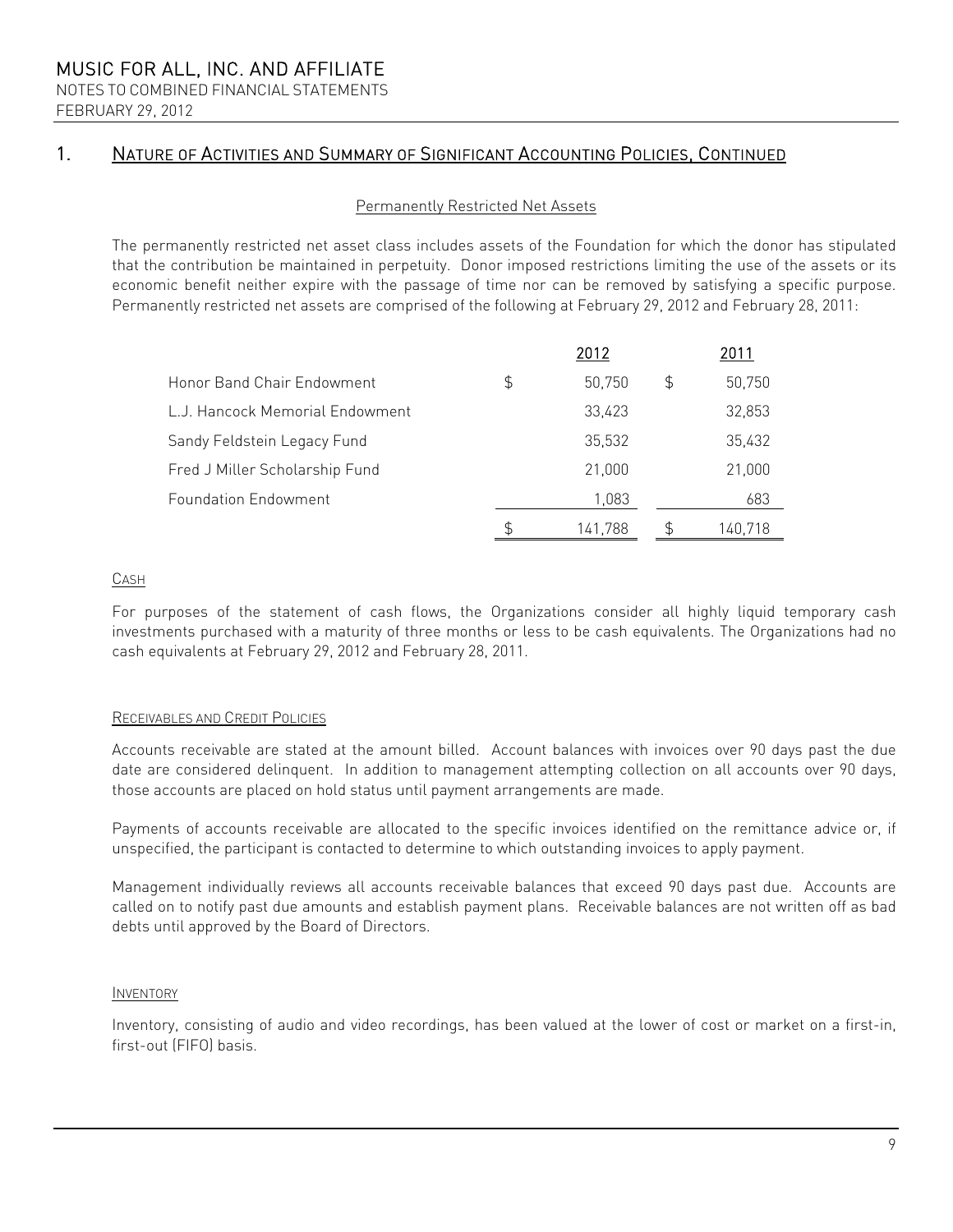## 1. Nature of Activities and Summary of Significant Accounting Policies, Continued

### Permanently Restricted Net Assets

The permanently restricted net asset class includes assets of the Foundation for which the donor has stipulated that the contribution be maintained in perpetuity. Donor imposed restrictions limiting the use of the assets or its economic benefit neither expire with the passage of time nor can be removed by satisfying a specific purpose. Permanently restricted net assets are comprised of the following at February 29, 2012 and February 28, 2011:

| | 2012 | 2011 |
|---|---|---|
| Honor Band Chair Endowment | $ 50,750 | $ 50,750 |
| L.J. Hancock Memorial Endowment | 33,423 | 32,853 |
| Sandy Feldstein Legacy Fund | 35,532 | 35,432 |
| Fred J Miller Scholarship Fund | 21,000 | 21,000 |
| Foundation Endowment | 1,083 | 683 |
| | $ 141,788 | $ 140,718 |

### Cash

For purposes of the statement of cash flows, the Organizations consider all highly liquid temporary cash investments purchased with a maturity of three months or less to be cash equivalents. The Organizations had no cash equivalents at February 29, 2012 and February 28, 2011.

### Receivables and Credit Policies

Accounts receivable are stated at the amount billed. Account balances with invoices over 90 days past the due date are considered delinquent. In addition to management attempting collection on all accounts over 90 days, those accounts are placed on hold status until payment arrangements are made.

Payments of accounts receivable are allocated to the specific invoices identified on the remittance advice or, if unspecified, the participant is contacted to determine to which outstanding invoices to apply payment.

Management individually reviews all accounts receivable balances that exceed 90 days past due. Accounts are called on to notify past due amounts and establish payment plans. Receivable balances are not written off as bad debts until approved by the Board of Directors.

### Inventory

Inventory, consisting of audio and video recordings, has been valued at the lower of cost or market on a first-in, first-out (FIFO) basis.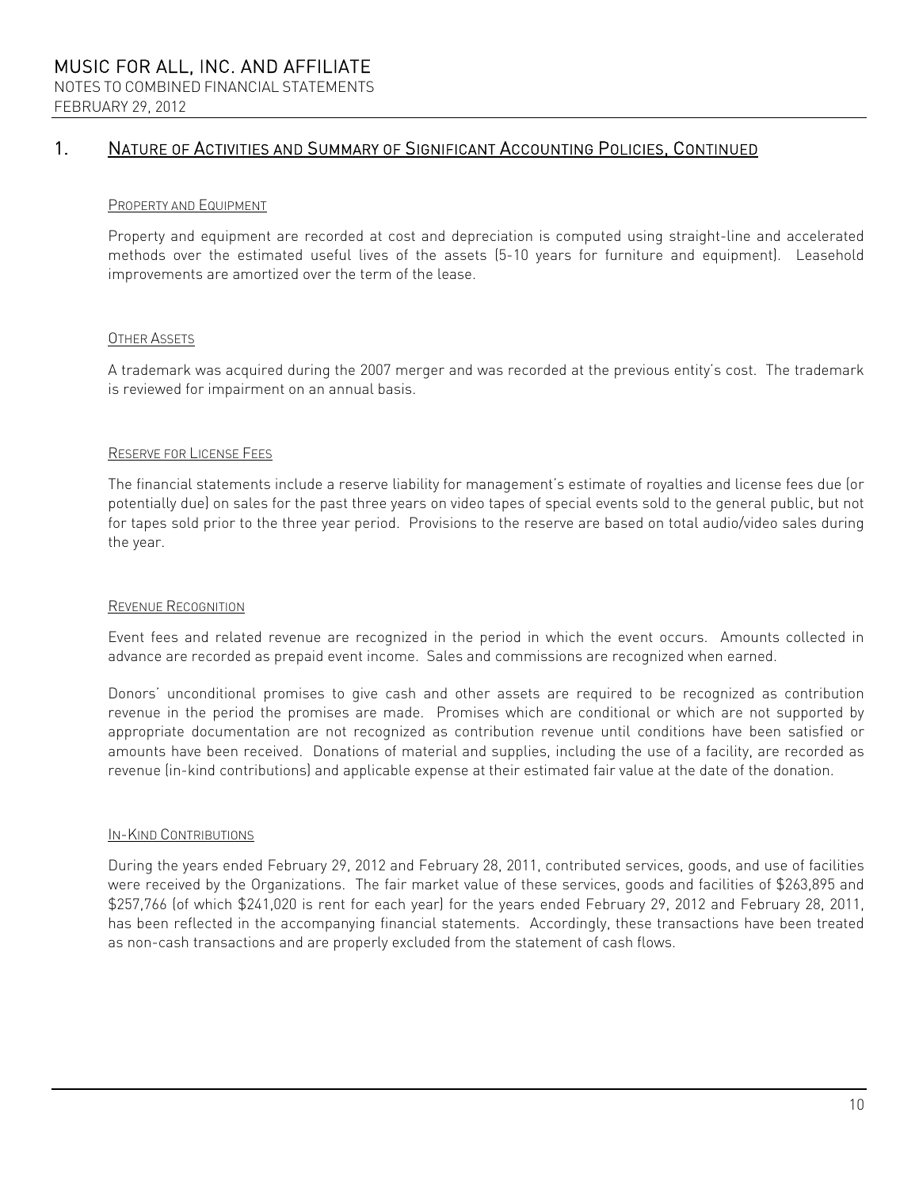## 1. Nature of Activities and Summary of Significant Accounting Policies, Continued

### Property and Equipment

Property and equipment are recorded at cost and depreciation is computed using straight-line and accelerated methods over the estimated useful lives of the assets (5-10 years for furniture and equipment). Leasehold improvements are amortized over the term of the lease.

### Other Assets

A trademark was acquired during the 2007 merger and was recorded at the previous entity's cost. The trademark is reviewed for impairment on an annual basis.

### Reserve for License Fees

The financial statements include a reserve liability for management's estimate of royalties and license fees due (or potentially due) on sales for the past three years on video tapes of special events sold to the general public, but not for tapes sold prior to the three year period. Provisions to the reserve are based on total audio/video sales during the year.

### Revenue Recognition

Event fees and related revenue are recognized in the period in which the event occurs. Amounts collected in advance are recorded as prepaid event income. Sales and commissions are recognized when earned.

Donors' unconditional promises to give cash and other assets are required to be recognized as contribution revenue in the period the promises are made. Promises which are conditional or which are not supported by appropriate documentation are not recognized as contribution revenue until conditions have been satisfied or amounts have been received. Donations of material and supplies, including the use of a facility, are recorded as revenue (in-kind contributions) and applicable expense at their estimated fair value at the date of the donation.

### In-Kind Contributions

During the years ended February 29, 2012 and February 28, 2011, contributed services, goods, and use of facilities were received by the Organizations. The fair market value of these services, goods and facilities of $263,895 and $257,766 (of which $241,020 is rent for each year) for the years ended February 29, 2012 and February 28, 2011, has been reflected in the accompanying financial statements. Accordingly, these transactions have been treated as non-cash transactions and are properly excluded from the statement of cash flows.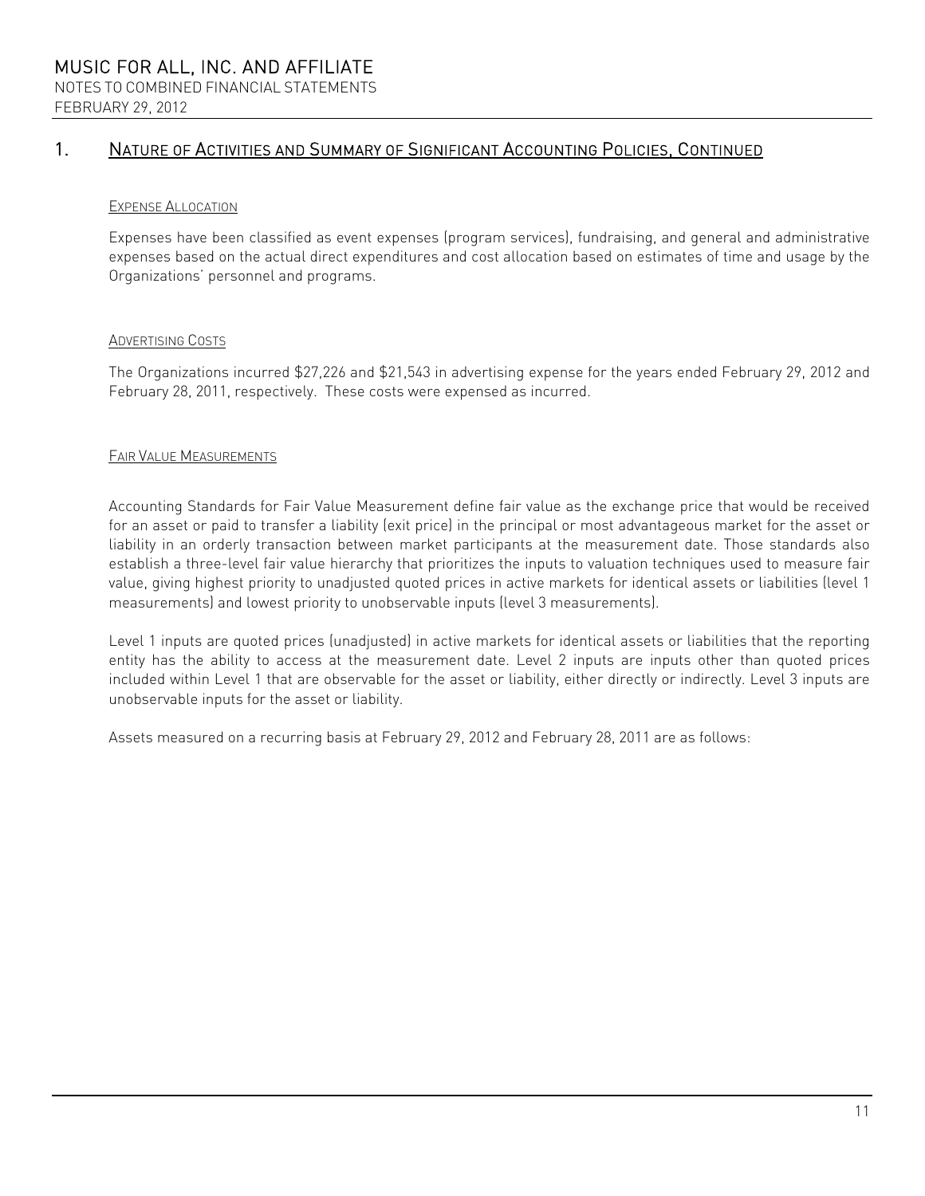## 1. Nature of Activities and Summary of Significant Accounting Policies, Continued

### Expense Allocation

Expenses have been classified as event expenses (program services), fundraising, and general and administrative expenses based on the actual direct expenditures and cost allocation based on estimates of time and usage by the Organizations' personnel and programs.

### Advertising Costs

The Organizations incurred $27,226 and $21,543 in advertising expense for the years ended February 29, 2012 and February 28, 2011, respectively. These costs were expensed as incurred.

### Fair Value Measurements

Accounting Standards for Fair Value Measurement define fair value as the exchange price that would be received for an asset or paid to transfer a liability (exit price) in the principal or most advantageous market for the asset or liability in an orderly transaction between market participants at the measurement date. Those standards also establish a three-level fair value hierarchy that prioritizes the inputs to valuation techniques used to measure fair value, giving highest priority to unadjusted quoted prices in active markets for identical assets or liabilities (level 1 measurements) and lowest priority to unobservable inputs (level 3 measurements).

Level 1 inputs are quoted prices (unadjusted) in active markets for identical assets or liabilities that the reporting entity has the ability to access at the measurement date. Level 2 inputs are inputs other than quoted prices included within Level 1 that are observable for the asset or liability, either directly or indirectly. Level 3 inputs are unobservable inputs for the asset or liability.

Assets measured on a recurring basis at February 29, 2012 and February 28, 2011 are as follows: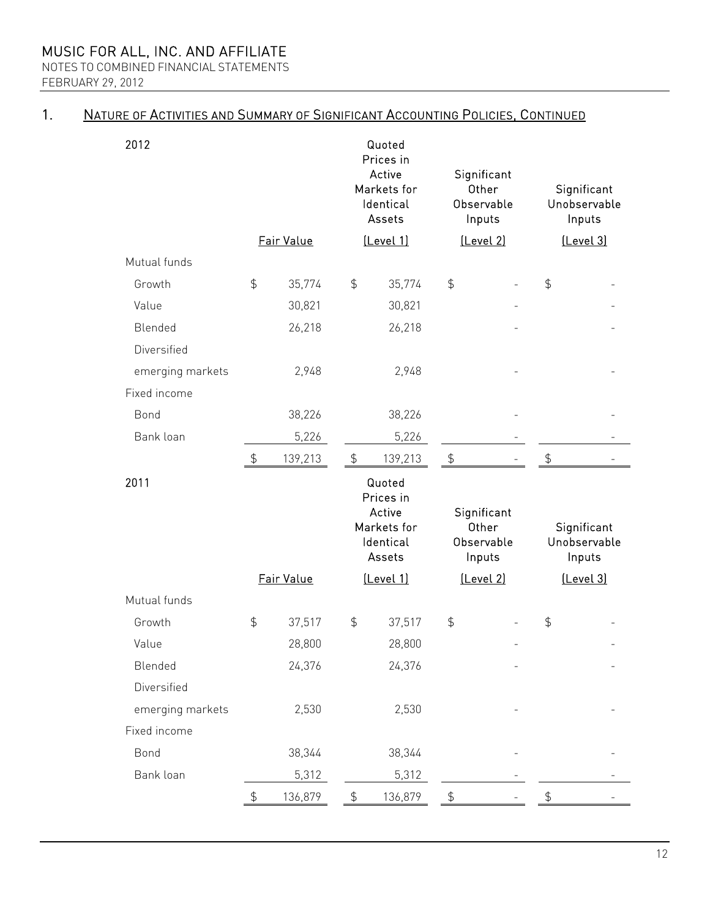## 1. Nature of Activities and Summary of Significant Accounting Policies, Continued

| 2012 | Fair Value | Quoted Prices in Active Markets for Identical Assets (Level 1) | Significant Other Observable Inputs (Level 2) | Significant Unobservable Inputs (Level 3) |
|---|---|---|---|---|
| Mutual funds | | | | |
| Growth | $ 35,774 | $ 35,774 | $ - | $ - |
| Value | 30,821 | 30,821 | - | - |
| Blended | 26,218 | 26,218 | - | - |
| Diversified emerging markets | 2,948 | 2,948 | - | - |
| Fixed income | | | | |
| Bond | 38,226 | 38,226 | - | - |
| Bank loan | 5,226 | 5,226 | - | - |
| | $ 139,213 | $ 139,213 | $ - | $ - |

| 2011 | Fair Value | Quoted Prices in Active Markets for Identical Assets (Level 1) | Significant Other Observable Inputs (Level 2) | Significant Unobservable Inputs (Level 3) |
|---|---|---|---|---|
| Mutual funds | | | | |
| Growth | $ 37,517 | $ 37,517 | $ - | $ - |
| Value | 28,800 | 28,800 | - | - |
| Blended | 24,376 | 24,376 | - | - |
| Diversified emerging markets | 2,530 | 2,530 | - | - |
| Fixed income | | | | |
| Bond | 38,344 | 38,344 | - | - |
| Bank loan | 5,312 | 5,312 | - | - |
| | $ 136,879 | $ 136,879 | $ - | $ - |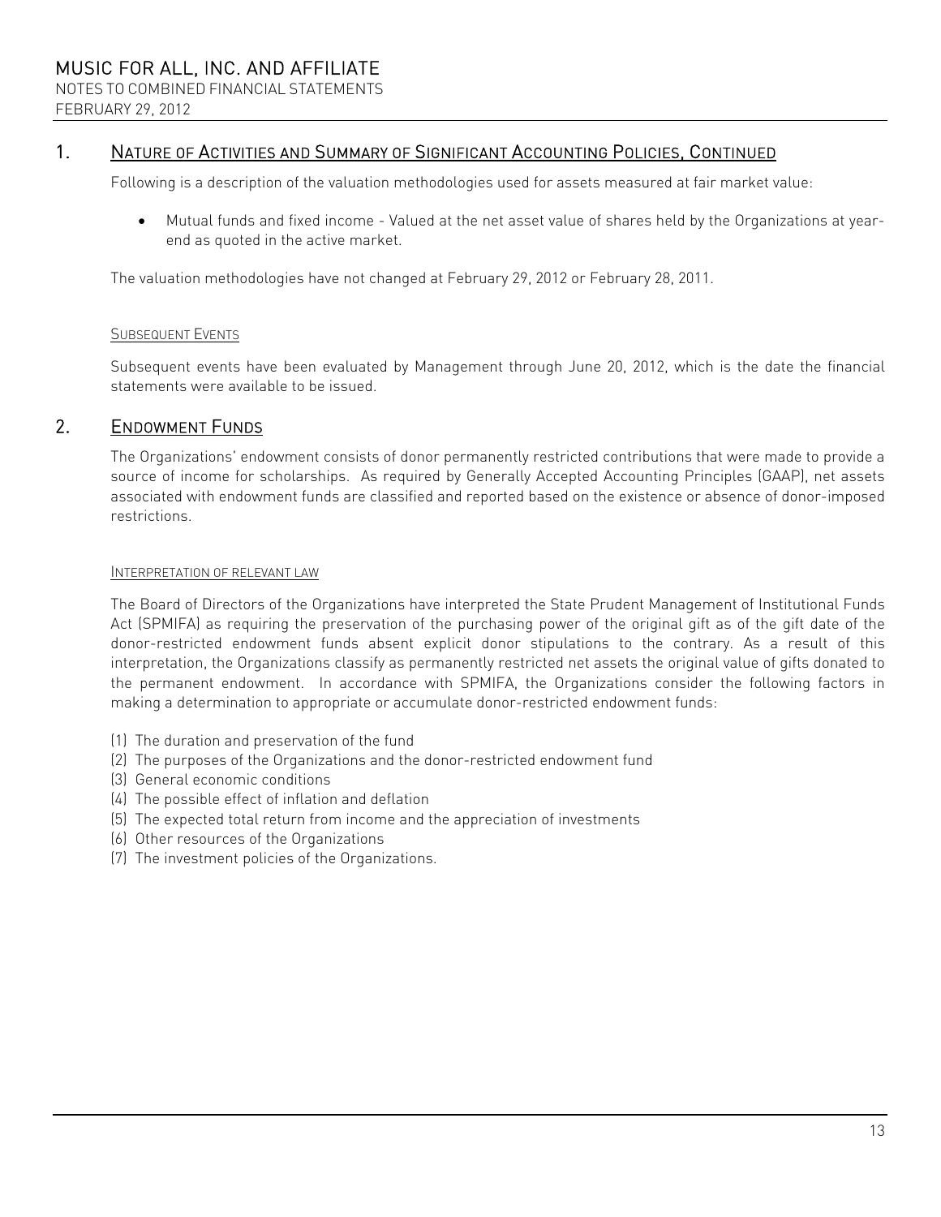## 1. Nature of Activities and Summary of Significant Accounting Policies, Continued

Following is a description of the valuation methodologies used for assets measured at fair market value:

- Mutual funds and fixed income - Valued at the net asset value of shares held by the Organizations at year-end as quoted in the active market.

The valuation methodologies have not changed at February 29, 2012 or February 28, 2011.

### Subsequent Events

Subsequent events have been evaluated by Management through June 20, 2012, which is the date the financial statements were available to be issued.

## 2. Endowment Funds

The Organizations' endowment consists of donor permanently restricted contributions that were made to provide a source of income for scholarships. As required by Generally Accepted Accounting Principles (GAAP), net assets associated with endowment funds are classified and reported based on the existence or absence of donor-imposed restrictions.

### Interpretation of relevant law

The Board of Directors of the Organizations have interpreted the State Prudent Management of Institutional Funds Act (SPMIFA) as requiring the preservation of the purchasing power of the original gift as of the gift date of the donor-restricted endowment funds absent explicit donor stipulations to the contrary. As a result of this interpretation, the Organizations classify as permanently restricted net assets the original value of gifts donated to the permanent endowment. In accordance with SPMIFA, the Organizations consider the following factors in making a determination to appropriate or accumulate donor-restricted endowment funds:

(1) The duration and preservation of the fund
(2) The purposes of the Organizations and the donor-restricted endowment fund
(3) General economic conditions
(4) The possible effect of inflation and deflation
(5) The expected total return from income and the appreciation of investments
(6) Other resources of the Organizations
(7) The investment policies of the Organizations.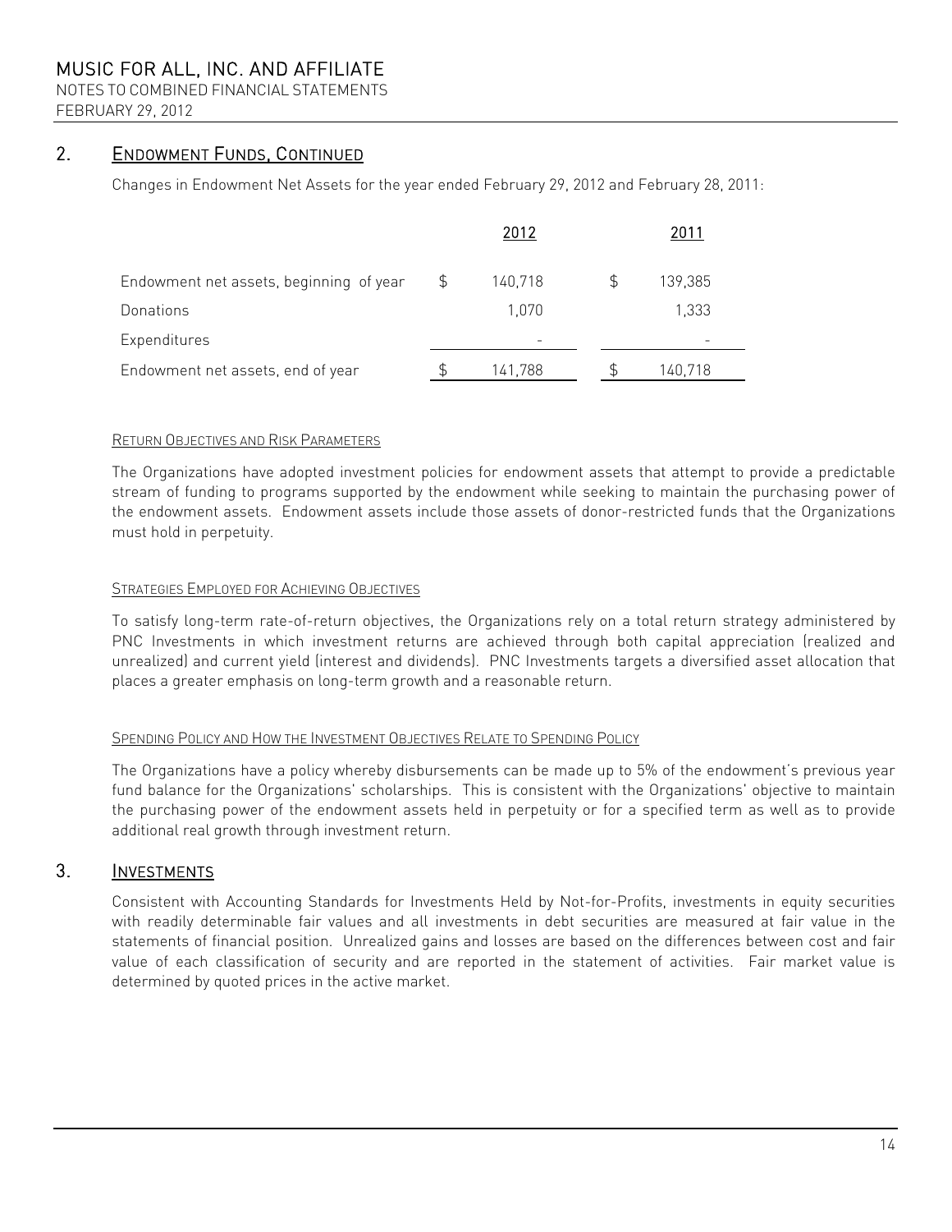## 2. Endowment Funds, Continued

Changes in Endowment Net Assets for the year ended February 29, 2012 and February 28, 2011:

| | 2012 | 2011 |
|---|---|---|
| Endowment net assets, beginning of year | $ 140,718 | $ 139,385 |
| Donations | 1,070 | 1,333 |
| Expenditures | - | - |
| Endowment net assets, end of year | $ 141,788 | $ 140,718 |

### Return Objectives and Risk Parameters

The Organizations have adopted investment policies for endowment assets that attempt to provide a predictable stream of funding to programs supported by the endowment while seeking to maintain the purchasing power of the endowment assets. Endowment assets include those assets of donor-restricted funds that the Organizations must hold in perpetuity.

### Strategies Employed for Achieving Objectives

To satisfy long-term rate-of-return objectives, the Organizations rely on a total return strategy administered by PNC Investments in which investment returns are achieved through both capital appreciation (realized and unrealized) and current yield (interest and dividends). PNC Investments targets a diversified asset allocation that places a greater emphasis on long-term growth and a reasonable return.

### Spending Policy and How the Investment Objectives Relate to Spending Policy

The Organizations have a policy whereby disbursements can be made up to 5% of the endowment's previous year fund balance for the Organizations' scholarships. This is consistent with the Organizations' objective to maintain the purchasing power of the endowment assets held in perpetuity or for a specified term as well as to provide additional real growth through investment return.

## 3. Investments

Consistent with Accounting Standards for Investments Held by Not-for-Profits, investments in equity securities with readily determinable fair values and all investments in debt securities are measured at fair value in the statements of financial position. Unrealized gains and losses are based on the differences between cost and fair value of each classification of security and are reported in the statement of activities. Fair market value is determined by quoted prices in the active market.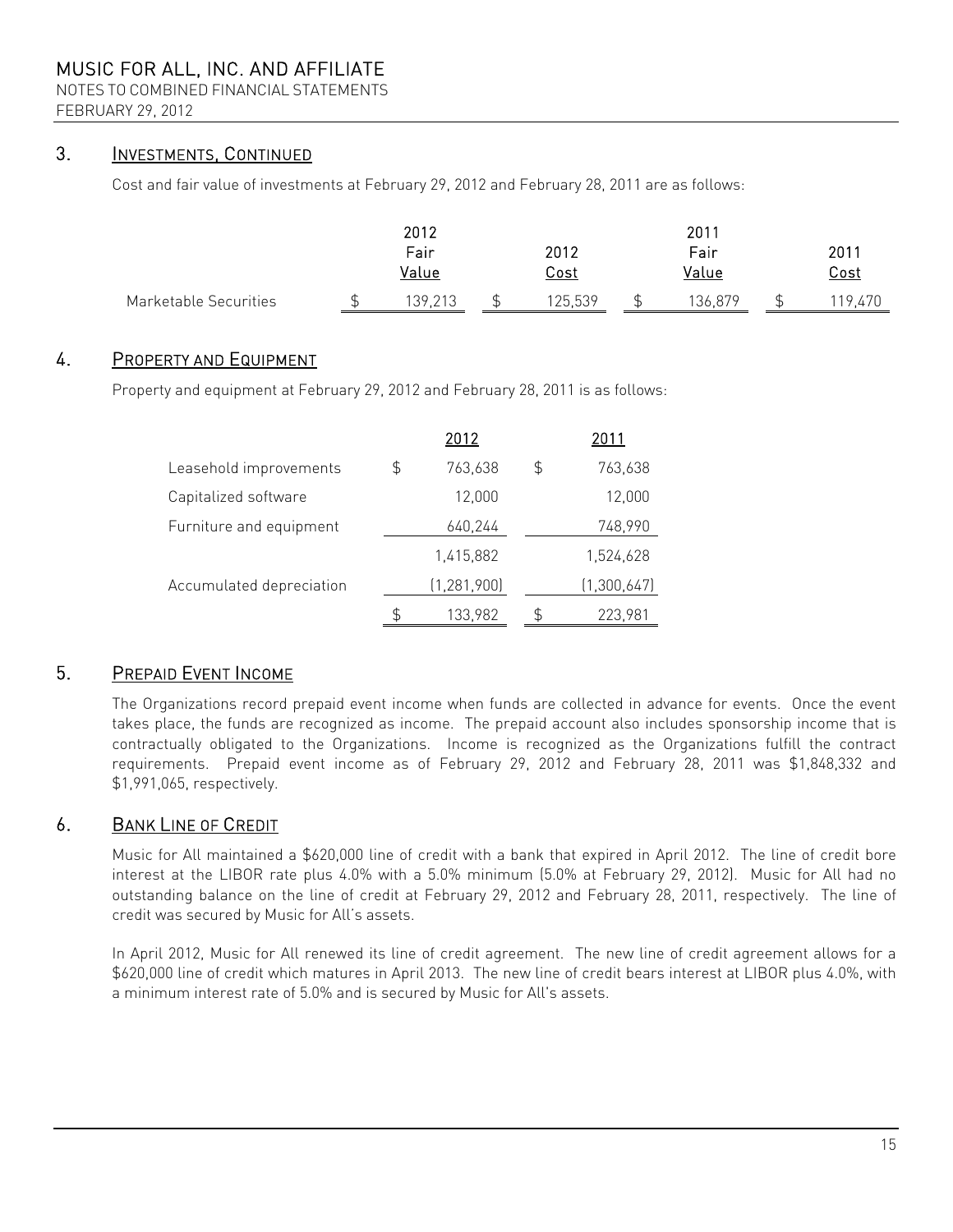## 3. INVESTMENTS, CONTINUED

Cost and fair value of investments at February 29, 2012 and February 28, 2011 are as follows:

| | 2012 Fair Value | 2012 Cost | 2011 Fair Value | 2011 Cost |
|---|---|---|---|---|
| Marketable Securities | $ 139,213 | $ 125,539 | $ 136,879 | $ 119,470 |

## 4. PROPERTY AND EQUIPMENT

Property and equipment at February 29, 2012 and February 28, 2011 is as follows:

| | 2012 | 2011 |
|---|---|---|
| Leasehold improvements | $ 763,638 | $ 763,638 |
| Capitalized software | 12,000 | 12,000 |
| Furniture and equipment | 640,244 | 748,990 |
| | 1,415,882 | 1,524,628 |
| Accumulated depreciation | (1,281,900) | (1,300,647) |
| | $ 133,982 | $ 223,981 |

## 5. PREPAID EVENT INCOME

The Organizations record prepaid event income when funds are collected in advance for events. Once the event takes place, the funds are recognized as income. The prepaid account also includes sponsorship income that is contractually obligated to the Organizations. Income is recognized as the Organizations fulfill the contract requirements. Prepaid event income as of February 29, 2012 and February 28, 2011 was $1,848,332 and $1,991,065, respectively.

## 6. BANK LINE OF CREDIT

Music for All maintained a $620,000 line of credit with a bank that expired in April 2012. The line of credit bore interest at the LIBOR rate plus 4.0% with a 5.0% minimum (5.0% at February 29, 2012). Music for All had no outstanding balance on the line of credit at February 29, 2012 and February 28, 2011, respectively. The line of credit was secured by Music for All's assets.

In April 2012, Music for All renewed its line of credit agreement. The new line of credit agreement allows for a $620,000 line of credit which matures in April 2013. The new line of credit bears interest at LIBOR plus 4.0%, with a minimum interest rate of 5.0% and is secured by Music for All's assets.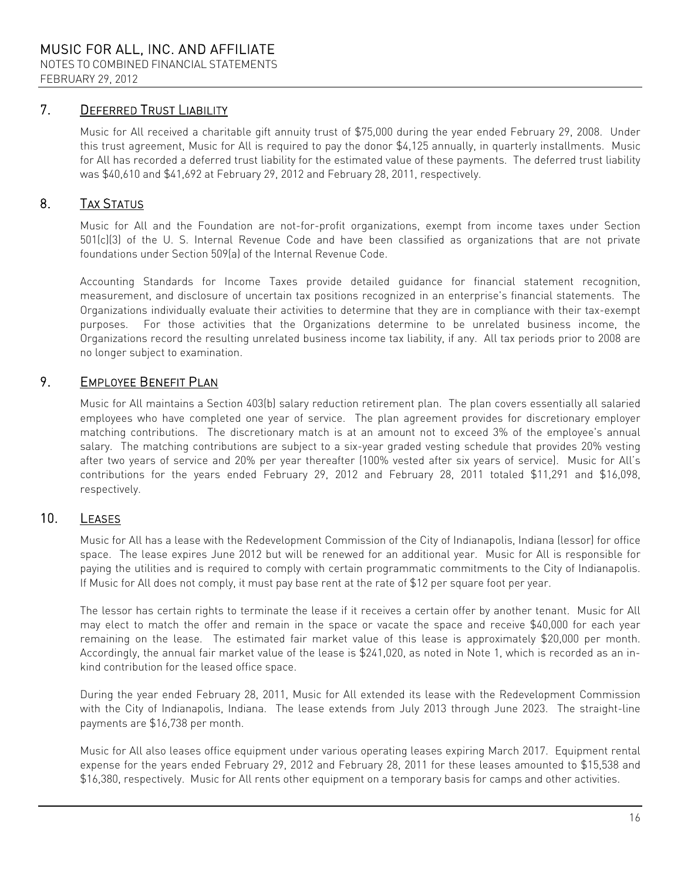## 7. Deferred Trust Liability

Music for All received a charitable gift annuity trust of $75,000 during the year ended February 29, 2008. Under this trust agreement, Music for All is required to pay the donor $4,125 annually, in quarterly installments. Music for All has recorded a deferred trust liability for the estimated value of these payments. The deferred trust liability was $40,610 and $41,692 at February 29, 2012 and February 28, 2011, respectively.

## 8. Tax Status

Music for All and the Foundation are not-for-profit organizations, exempt from income taxes under Section 501(c)(3) of the U. S. Internal Revenue Code and have been classified as organizations that are not private foundations under Section 509(a) of the Internal Revenue Code.

Accounting Standards for Income Taxes provide detailed guidance for financial statement recognition, measurement, and disclosure of uncertain tax positions recognized in an enterprise's financial statements. The Organizations individually evaluate their activities to determine that they are in compliance with their tax-exempt purposes. For those activities that the Organizations determine to be unrelated business income, the Organizations record the resulting unrelated business income tax liability, if any. All tax periods prior to 2008 are no longer subject to examination.

## 9. Employee Benefit Plan

Music for All maintains a Section 403(b) salary reduction retirement plan. The plan covers essentially all salaried employees who have completed one year of service. The plan agreement provides for discretionary employer matching contributions. The discretionary match is at an amount not to exceed 3% of the employee's annual salary. The matching contributions are subject to a six-year graded vesting schedule that provides 20% vesting after two years of service and 20% per year thereafter (100% vested after six years of service). Music for All's contributions for the years ended February 29, 2012 and February 28, 2011 totaled $11,291 and $16,098, respectively.

## 10. Leases

Music for All has a lease with the Redevelopment Commission of the City of Indianapolis, Indiana (lessor) for office space. The lease expires June 2012 but will be renewed for an additional year. Music for All is responsible for paying the utilities and is required to comply with certain programmatic commitments to the City of Indianapolis. If Music for All does not comply, it must pay base rent at the rate of $12 per square foot per year.

The lessor has certain rights to terminate the lease if it receives a certain offer by another tenant. Music for All may elect to match the offer and remain in the space or vacate the space and receive $40,000 for each year remaining on the lease. The estimated fair market value of this lease is approximately $20,000 per month. Accordingly, the annual fair market value of the lease is $241,020, as noted in Note 1, which is recorded as an in-kind contribution for the leased office space.

During the year ended February 28, 2011, Music for All extended its lease with the Redevelopment Commission with the City of Indianapolis, Indiana. The lease extends from July 2013 through June 2023. The straight-line payments are $16,738 per month.

Music for All also leases office equipment under various operating leases expiring March 2017. Equipment rental expense for the years ended February 29, 2012 and February 28, 2011 for these leases amounted to $15,538 and $16,380, respectively. Music for All rents other equipment on a temporary basis for camps and other activities.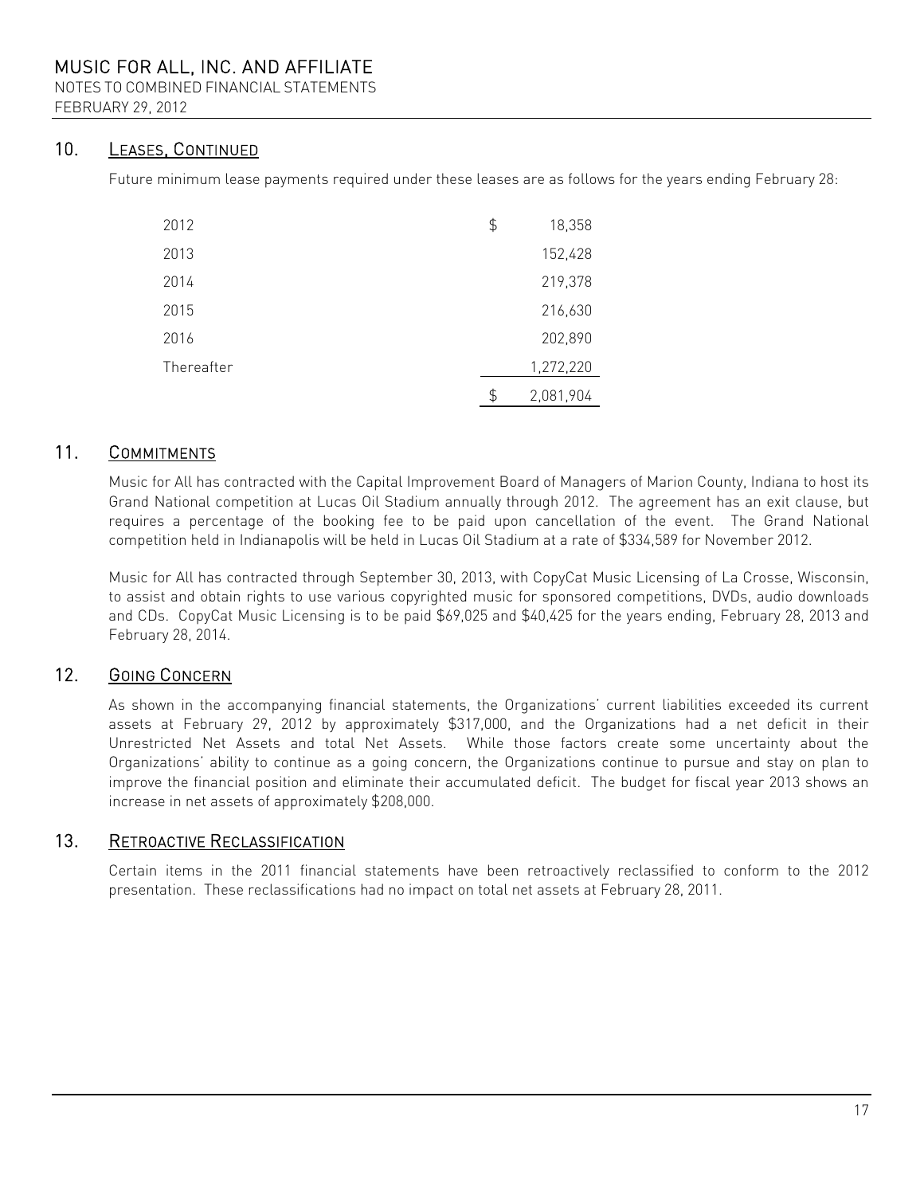## 10. LEASES, CONTINUED

Future minimum lease payments required under these leases are as follows for the years ending February 28:

| | |
|---|---|
| 2012 | $ 18,358 |
| 2013 | 152,428 |
| 2014 | 219,378 |
| 2015 | 216,630 |
| 2016 | 202,890 |
| Thereafter | 1,272,220 |
| | $ 2,081,904 |

## 11. COMMITMENTS

Music for All has contracted with the Capital Improvement Board of Managers of Marion County, Indiana to host its Grand National competition at Lucas Oil Stadium annually through 2012. The agreement has an exit clause, but requires a percentage of the booking fee to be paid upon cancellation of the event. The Grand National competition held in Indianapolis will be held in Lucas Oil Stadium at a rate of $334,589 for November 2012.

Music for All has contracted through September 30, 2013, with CopyCat Music Licensing of La Crosse, Wisconsin, to assist and obtain rights to use various copyrighted music for sponsored competitions, DVDs, audio downloads and CDs. CopyCat Music Licensing is to be paid $69,025 and $40,425 for the years ending, February 28, 2013 and February 28, 2014.

## 12. GOING CONCERN

As shown in the accompanying financial statements, the Organizations' current liabilities exceeded its current assets at February 29, 2012 by approximately $317,000, and the Organizations had a net deficit in their Unrestricted Net Assets and total Net Assets. While those factors create some uncertainty about the Organizations' ability to continue as a going concern, the Organizations continue to pursue and stay on plan to improve the financial position and eliminate their accumulated deficit. The budget for fiscal year 2013 shows an increase in net assets of approximately $208,000.

## 13. RETROACTIVE RECLASSIFICATION

Certain items in the 2011 financial statements have been retroactively reclassified to conform to the 2012 presentation. These reclassifications had no impact on total net assets at February 28, 2011.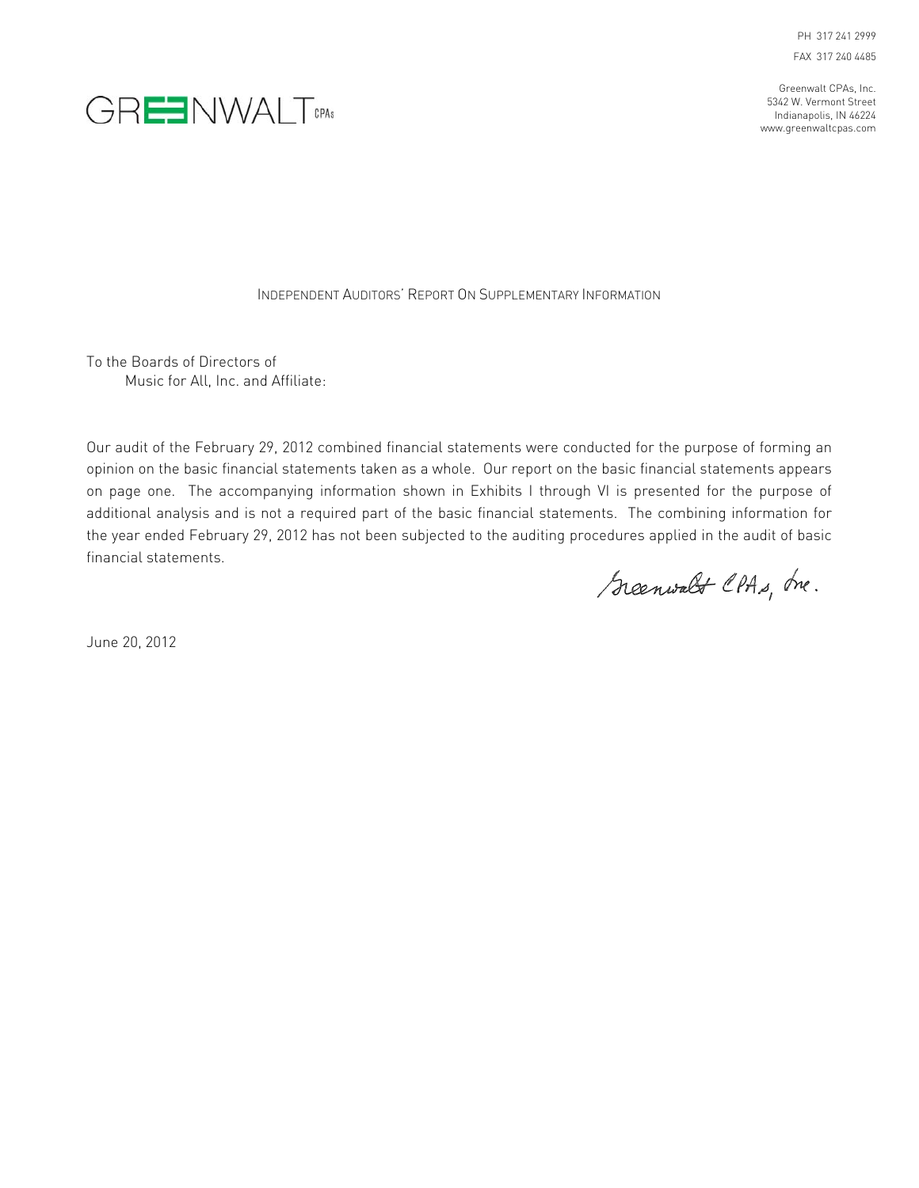GREENWALT CPAs

PH 317 241 2999
FAX 317 240 4485

Greenwalt CPAs, Inc.
5342 W. Vermont Street
Indianapolis, IN 46224
www.greenwaltcpas.com

## INDEPENDENT AUDITORS' REPORT ON SUPPLEMENTARY INFORMATION

To the Boards of Directors of
Music for All, Inc. and Affiliate:

Our audit of the February 29, 2012 combined financial statements were conducted for the purpose of forming an opinion on the basic financial statements taken as a whole. Our report on the basic financial statements appears on page one. The accompanying information shown in Exhibits I through VI is presented for the purpose of additional analysis and is not a required part of the basic financial statements. The combining information for the year ended February 29, 2012 has not been subjected to the auditing procedures applied in the audit of basic financial statements.

Greenwalt CPAs, Inc.

June 20, 2012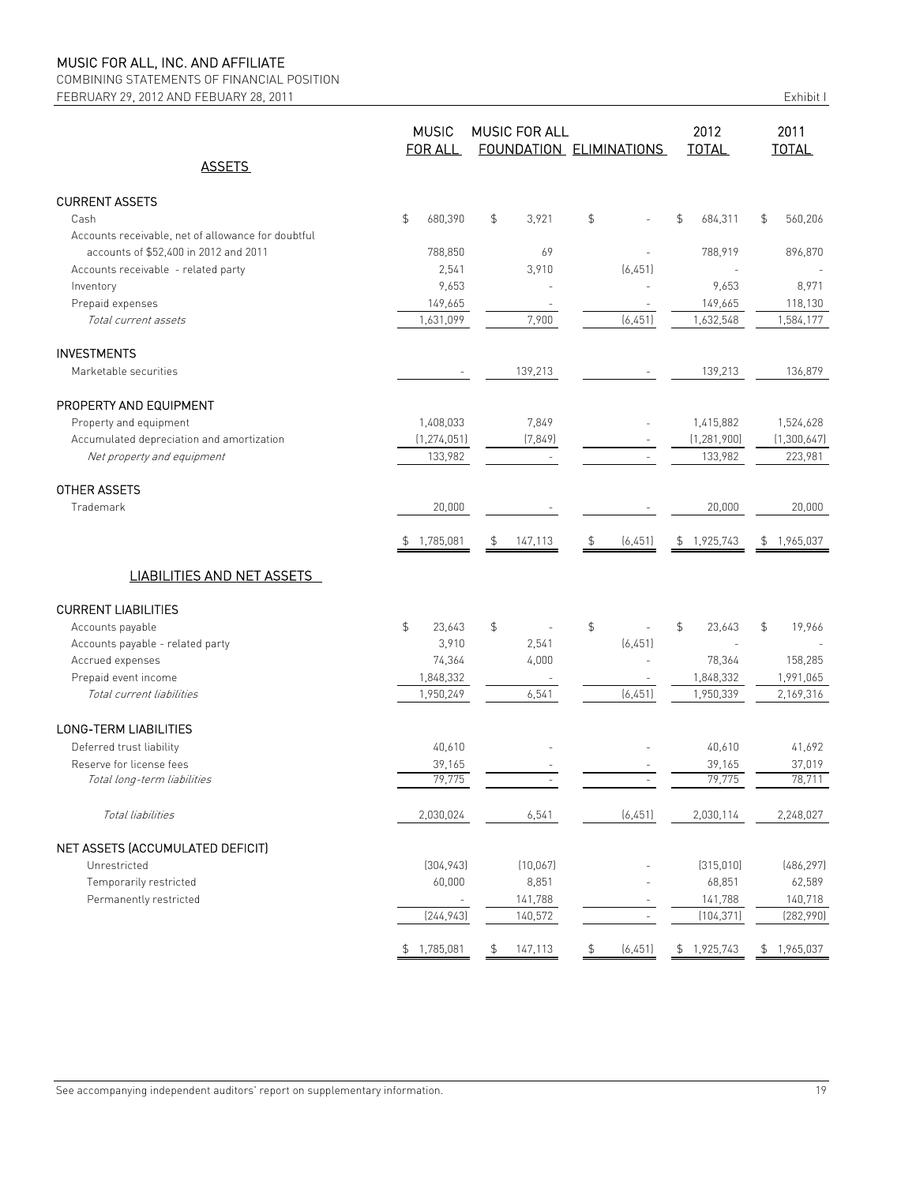# MUSIC FOR ALL, INC. AND AFFILIATE

COMBINING STATEMENTS OF FINANCIAL POSITION

FEBRUARY 29, 2012 AND FEBUARY 28, 2011

Exhibit I

| ASSETS | MUSIC FOR ALL | MUSIC FOR ALL FOUNDATION | ELIMINATIONS | 2012 TOTAL | 2011 TOTAL |
|---|---|---|---|---|---|
| **CURRENT ASSETS** | | | | | |
| Cash | $ 680,390 | $ 3,921 | $ - | $ 684,311 | $ 560,206 |
| Accounts receivable, net of allowance for doubtful accounts of $52,400 in 2012 and 2011 | 788,850 | 69 | - | 788,919 | 896,870 |
| Accounts receivable - related party | 2,541 | 3,910 | (6,451) | - | - |
| Inventory | 9,653 | - | - | 9,653 | 8,971 |
| Prepaid expenses | 149,665 | - | - | 149,665 | 118,130 |
| *Total current assets* | 1,631,099 | 7,900 | (6,451) | 1,632,548 | 1,584,177 |
| **INVESTMENTS** | | | | | |
| Marketable securities | - | 139,213 | - | 139,213 | 136,879 |
| **PROPERTY AND EQUIPMENT** | | | | | |
| Property and equipment | 1,408,033 | 7,849 | - | 1,415,882 | 1,524,628 |
| Accumulated depreciation and amortization | (1,274,051) | (7,849) | - | (1,281,900) | (1,300,647) |
| *Net property and equipment* | 133,982 | - | - | 133,982 | 223,981 |
| **OTHER ASSETS** | | | | | |
| Trademark | 20,000 | - | - | 20,000 | 20,000 |
| | $ 1,785,081 | $ 147,113 | $ (6,451) | $ 1,925,743 | $ 1,965,037 |
| **LIABILITIES AND NET ASSETS** | | | | | |
| **CURRENT LIABILITIES** | | | | | |
| Accounts payable | $ 23,643 | $ - | $ - | $ 23,643 | $ 19,966 |
| Accounts payable - related party | 3,910 | 2,541 | (6,451) | - | - |
| Accrued expenses | 74,364 | 4,000 | - | 78,364 | 158,285 |
| Prepaid event income | 1,848,332 | - | - | 1,848,332 | 1,991,065 |
| *Total current liabilities* | 1,950,249 | 6,541 | (6,451) | 1,950,339 | 2,169,316 |
| **LONG-TERM LIABILITIES** | | | | | |
| Deferred trust liability | 40,610 | - | - | 40,610 | 41,692 |
| Reserve for license fees | 39,165 | - | - | 39,165 | 37,019 |
| *Total long-term liabilities* | 79,775 | - | - | 79,775 | 78,711 |
| *Total liabilities* | 2,030,024 | 6,541 | (6,451) | 2,030,114 | 2,248,027 |
| **NET ASSETS (ACCUMULATED DEFICIT)** | | | | | |
| Unrestricted | (304,943) | (10,067) | - | (315,010) | (486,297) |
| Temporarily restricted | 60,000 | 8,851 | - | 68,851 | 62,589 |
| Permanently restricted | - | 141,788 | - | 141,788 | 140,718 |
| | (244,943) | 140,572 | - | (104,371) | (282,990) |
| | $ 1,785,081 | $ 147,113 | $ (6,451) | $ 1,925,743 | $ 1,965,037 |

See accompanying independent auditors' report on supplementary information.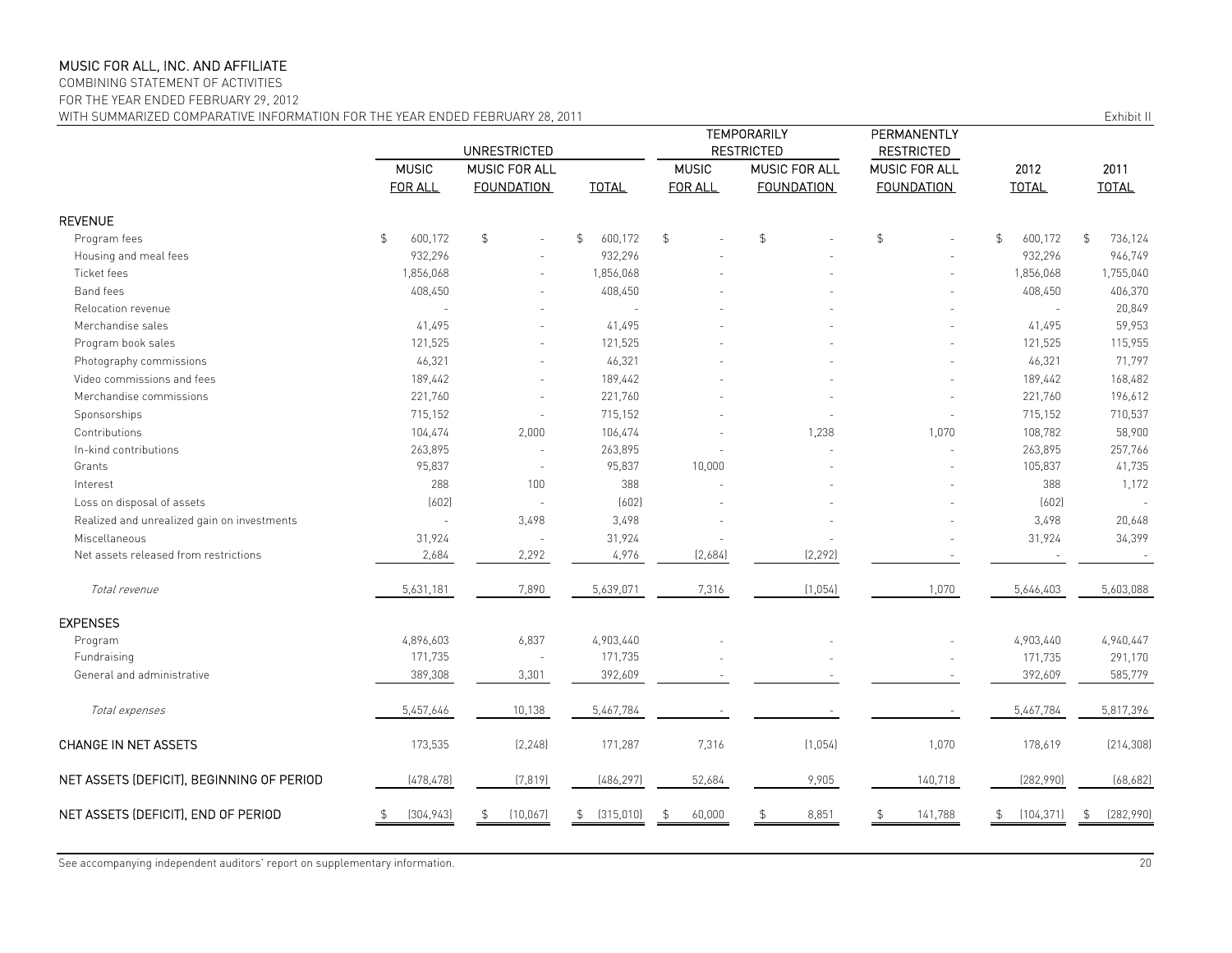MUSIC FOR ALL, INC. AND AFFILIATE
COMBINING STATEMENT OF ACTIVITIES
FOR THE YEAR ENDED FEBRUARY 29, 2012
WITH SUMMARIZED COMPARATIVE INFORMATION FOR THE YEAR ENDED FEBRUARY 28, 2011

Exhibit II

| | UNRESTRICTED | | | TEMPORARILY RESTRICTED | | PERMANENTLY RESTRICTED | | |
|---|---|---|---|---|---|---|---|---|
| | MUSIC FOR ALL | MUSIC FOR ALL FOUNDATION | TOTAL | MUSIC FOR ALL | MUSIC FOR ALL FOUNDATION | MUSIC FOR ALL FOUNDATION | 2012 TOTAL | 2011 TOTAL |
| **REVENUE** | | | | | | | | |
| Program fees | $ 600,172 | $ - | $ 600,172 | $ - | $ - | $ - | $ 600,172 | $ 736,124 |
| Housing and meal fees | 932,296 | - | 932,296 | - | - | - | 932,296 | 946,749 |
| Ticket fees | 1,856,068 | - | 1,856,068 | - | - | - | 1,856,068 | 1,755,040 |
| Band fees | 408,450 | - | 408,450 | - | - | - | 408,450 | 406,370 |
| Relocation revenue | - | - | - | - | - | - | - | 20,849 |
| Merchandise sales | 41,495 | - | 41,495 | - | - | - | 41,495 | 59,953 |
| Program book sales | 121,525 | - | 121,525 | - | - | - | 121,525 | 115,955 |
| Photography commissions | 46,321 | - | 46,321 | - | - | - | 46,321 | 71,797 |
| Video commissions and fees | 189,442 | - | 189,442 | - | - | - | 189,442 | 168,482 |
| Merchandise commissions | 221,760 | - | 221,760 | - | - | - | 221,760 | 196,612 |
| Sponsorships | 715,152 | - | 715,152 | - | - | - | 715,152 | 710,537 |
| Contributions | 104,474 | 2,000 | 106,474 | - | 1,238 | 1,070 | 108,782 | 58,900 |
| In-kind contributions | 263,895 | - | 263,895 | - | - | - | 263,895 | 257,766 |
| Grants | 95,837 | - | 95,837 | 10,000 | - | - | 105,837 | 41,735 |
| Interest | 288 | 100 | 388 | - | - | - | 388 | 1,172 |
| Loss on disposal of assets | (602) | - | (602) | - | - | - | (602) | - |
| Realized and unrealized gain on investments | - | 3,498 | 3,498 | - | - | - | 3,498 | 20,648 |
| Miscellaneous | 31,924 | - | 31,924 | - | - | - | 31,924 | 34,399 |
| Net assets released from restrictions | 2,684 | 2,292 | 4,976 | (2,684) | (2,292) | - | - | - |
| *Total revenue* | 5,631,181 | 7,890 | 5,639,071 | 7,316 | (1,054) | 1,070 | 5,646,403 | 5,603,088 |
| **EXPENSES** | | | | | | | | |
| Program | 4,896,603 | 6,837 | 4,903,440 | - | - | - | 4,903,440 | 4,940,447 |
| Fundraising | 171,735 | - | 171,735 | - | - | - | 171,735 | 291,170 |
| General and administrative | 389,308 | 3,301 | 392,609 | - | - | - | 392,609 | 585,779 |
| *Total expenses* | 5,457,646 | 10,138 | 5,467,784 | - | - | - | 5,467,784 | 5,817,396 |
| **CHANGE IN NET ASSETS** | 173,535 | (2,248) | 171,287 | 7,316 | (1,054) | 1,070 | 178,619 | (214,308) |
| **NET ASSETS (DEFICIT), BEGINNING OF PERIOD** | (478,478) | (7,819) | (486,297) | 52,684 | 9,905 | 140,718 | (282,990) | (68,682) |
| **NET ASSETS (DEFICIT), END OF PERIOD** | $ (304,943) | $ (10,067) | $ (315,010) | $ 60,000 | $ 8,851 | $ 141,788 | $ (104,371) | $ (282,990) |

See accompanying independent auditors' report on supplementary information.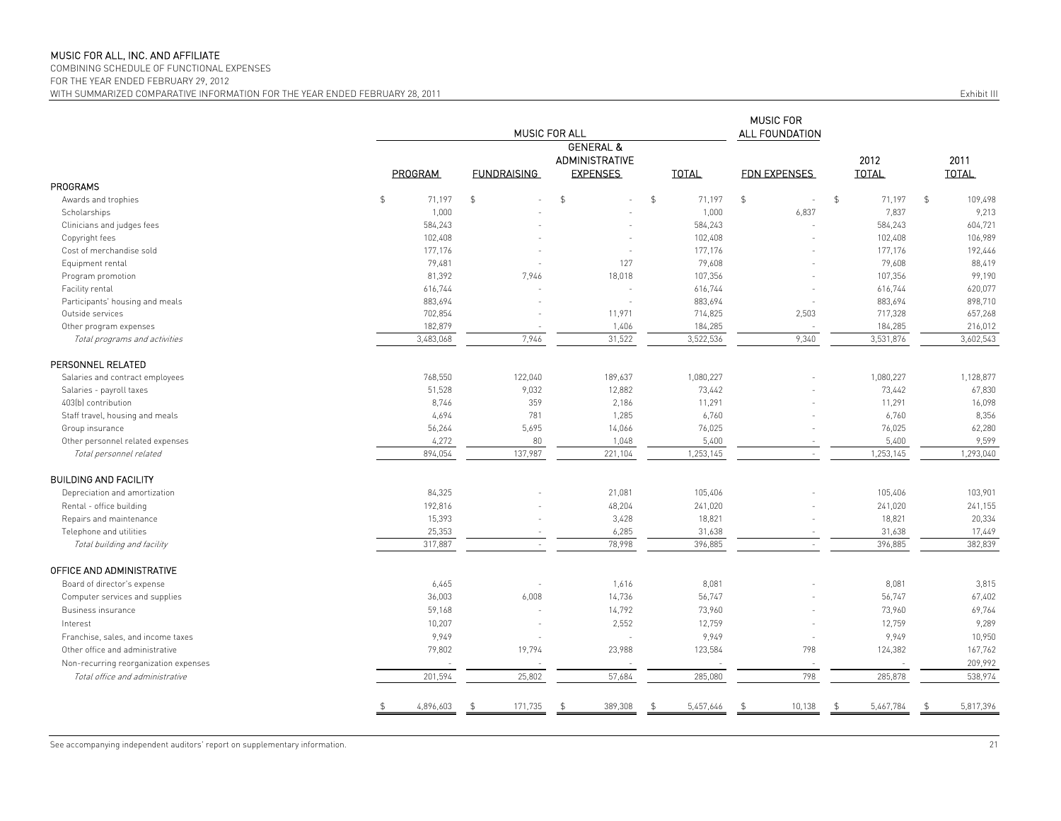MUSIC FOR ALL, INC. AND AFFILIATE
COMBINING SCHEDULE OF FUNCTIONAL EXPENSES
FOR THE YEAR ENDED FEBRUARY 29, 2012
WITH SUMMARIZED COMPARATIVE INFORMATION FOR THE YEAR ENDED FEBRUARY 28, 2011

Exhibit III

| | MUSIC FOR ALL | | | | MUSIC FOR ALL FOUNDATION | | |
|---|---|---|---|---|---|---|---|
| | PROGRAM | FUNDRAISING | GENERAL & ADMINISTRATIVE EXPENSES | TOTAL | FDN EXPENSES | 2012 TOTAL | 2011 TOTAL |
| **PROGRAMS** | | | | | | | |
| Awards and trophies | $ 71,197 | $ - | $ - | $ 71,197 | $ - | $ 71,197 | $ 109,498 |
| Scholarships | 1,000 | - | - | 1,000 | 6,837 | 7,837 | 9,213 |
| Clinicians and judges fees | 584,243 | - | - | 584,243 | - | 584,243 | 604,721 |
| Copyright fees | 102,408 | - | - | 102,408 | - | 102,408 | 106,989 |
| Cost of merchandise sold | 177,176 | - | - | 177,176 | - | 177,176 | 192,446 |
| Equipment rental | 79,481 | - | 127 | 79,608 | - | 79,608 | 88,419 |
| Program promotion | 81,392 | 7,946 | 18,018 | 107,356 | - | 107,356 | 99,190 |
| Facility rental | 616,744 | - | - | 616,744 | - | 616,744 | 620,077 |
| Participants' housing and meals | 883,694 | - | - | 883,694 | - | 883,694 | 898,710 |
| Outside services | 702,854 | - | 11,971 | 714,825 | 2,503 | 717,328 | 657,268 |
| Other program expenses | 182,879 | - | 1,406 | 184,285 | - | 184,285 | 216,012 |
| *Total programs and activities* | 3,483,068 | 7,946 | 31,522 | 3,522,536 | 9,340 | 3,531,876 | 3,602,543 |
| **PERSONNEL RELATED** | | | | | | | |
| Salaries and contract employees | 768,550 | 122,040 | 189,637 | 1,080,227 | - | 1,080,227 | 1,128,877 |
| Salaries - payroll taxes | 51,528 | 9,032 | 12,882 | 73,442 | - | 73,442 | 67,830 |
| 403(b) contribution | 8,746 | 359 | 2,186 | 11,291 | - | 11,291 | 16,098 |
| Staff travel, housing and meals | 4,694 | 781 | 1,285 | 6,760 | - | 6,760 | 8,356 |
| Group insurance | 56,264 | 5,695 | 14,066 | 76,025 | - | 76,025 | 62,280 |
| Other personnel related expenses | 4,272 | 80 | 1,048 | 5,400 | - | 5,400 | 9,599 |
| *Total personnel related* | 894,054 | 137,987 | 221,104 | 1,253,145 | - | 1,253,145 | 1,293,040 |
| **BUILDING AND FACILITY** | | | | | | | |
| Depreciation and amortization | 84,325 | - | 21,081 | 105,406 | - | 105,406 | 103,901 |
| Rental - office building | 192,816 | - | 48,204 | 241,020 | - | 241,020 | 241,155 |
| Repairs and maintenance | 15,393 | - | 3,428 | 18,821 | - | 18,821 | 20,334 |
| Telephone and utilities | 25,353 | - | 6,285 | 31,638 | - | 31,638 | 17,449 |
| *Total building and facility* | 317,887 | - | 78,998 | 396,885 | - | 396,885 | 382,839 |
| **OFFICE AND ADMINISTRATIVE** | | | | | | | |
| Board of director's expense | 6,465 | - | 1,616 | 8,081 | - | 8,081 | 3,815 |
| Computer services and supplies | 36,003 | 6,008 | 14,736 | 56,747 | - | 56,747 | 67,402 |
| Business insurance | 59,168 | - | 14,792 | 73,960 | - | 73,960 | 69,764 |
| Interest | 10,207 | - | 2,552 | 12,759 | - | 12,759 | 9,289 |
| Franchise, sales, and income taxes | 9,949 | - | - | 9,949 | - | 9,949 | 10,950 |
| Other office and administrative | 79,802 | 19,794 | 23,988 | 123,584 | 798 | 124,382 | 167,762 |
| Non-recurring reorganization expenses | - | - | - | - | - | - | 209,992 |
| *Total office and administrative* | 201,594 | 25,802 | 57,684 | 285,080 | 798 | 285,878 | 538,974 |
| | $ 4,896,603 | $ 171,735 | $ 389,308 | $ 5,457,646 | $ 10,138 | $ 5,467,784 | $ 5,817,396 |

See accompanying independent auditors' report on supplementary information.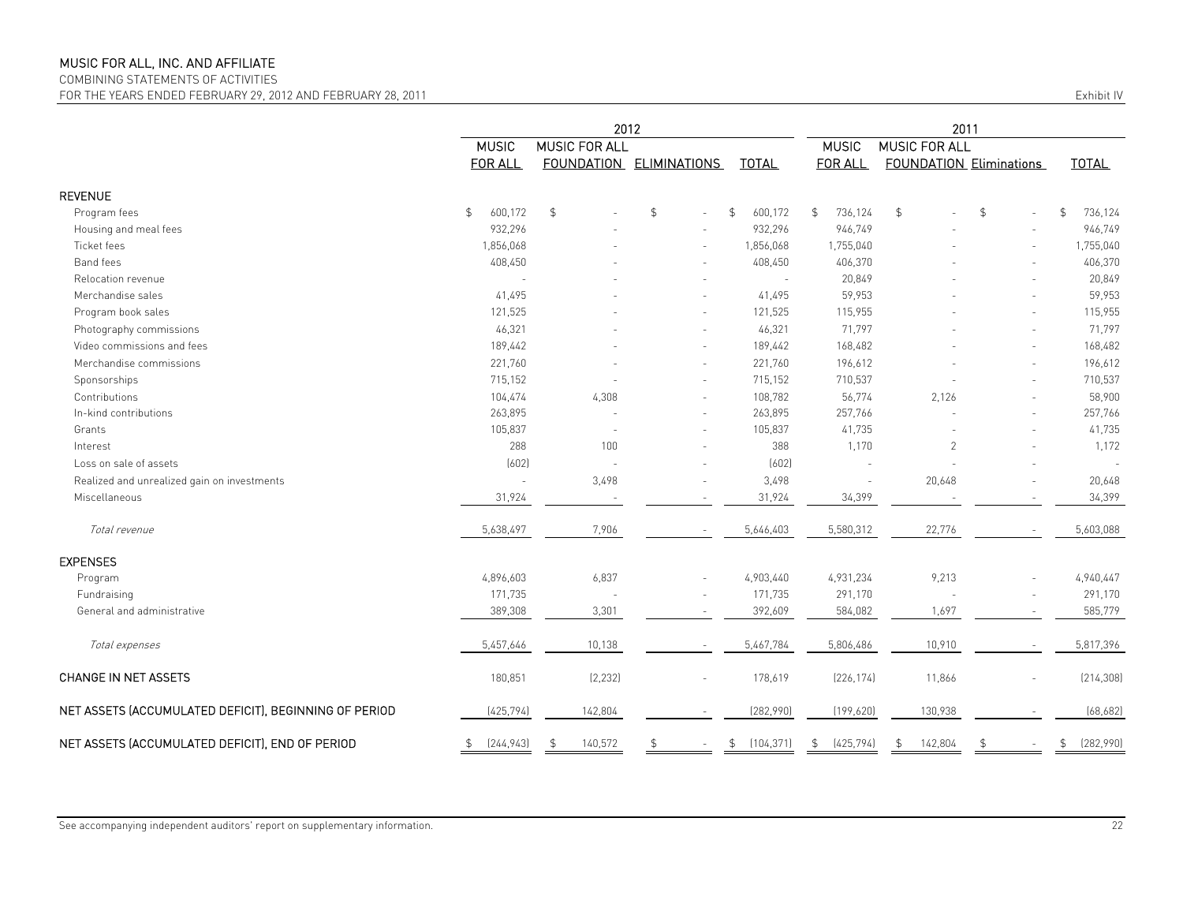# MUSIC FOR ALL, INC. AND AFFILIATE

COMBINING STATEMENTS OF ACTIVITIES

FOR THE YEARS ENDED FEBRUARY 29, 2012 AND FEBRUARY 28, 2011

Exhibit IV

| | 2012 | | | | 2011 | | | |
|---|---|---|---|---|---|---|---|---|
| | MUSIC FOR ALL | MUSIC FOR ALL FOUNDATION | ELIMINATIONS | TOTAL | MUSIC FOR ALL | MUSIC FOR ALL FOUNDATION | Eliminations | TOTAL |
| **REVENUE** | | | | | | | | |
| Program fees | $ 600,172 | $ - | $ - | $ 600,172 | $ 736,124 | $ - | $ - | $ 736,124 |
| Housing and meal fees | 932,296 | - | - | 932,296 | 946,749 | - | - | 946,749 |
| Ticket fees | 1,856,068 | - | - | 1,856,068 | 1,755,040 | - | - | 1,755,040 |
| Band fees | 408,450 | - | - | 408,450 | 406,370 | - | - | 406,370 |
| Relocation revenue | - | - | - | - | 20,849 | - | - | 20,849 |
| Merchandise sales | 41,495 | - | - | 41,495 | 59,953 | - | - | 59,953 |
| Program book sales | 121,525 | - | - | 121,525 | 115,955 | - | - | 115,955 |
| Photography commissions | 46,321 | - | - | 46,321 | 71,797 | - | - | 71,797 |
| Video commissions and fees | 189,442 | - | - | 189,442 | 168,482 | - | - | 168,482 |
| Merchandise commissions | 221,760 | - | - | 221,760 | 196,612 | - | - | 196,612 |
| Sponsorships | 715,152 | - | - | 715,152 | 710,537 | - | - | 710,537 |
| Contributions | 104,474 | 4,308 | - | 108,782 | 56,774 | 2,126 | - | 58,900 |
| In-kind contributions | 263,895 | - | - | 263,895 | 257,766 | - | - | 257,766 |
| Grants | 105,837 | - | - | 105,837 | 41,735 | - | - | 41,735 |
| Interest | 288 | 100 | - | 388 | 1,170 | 2 | - | 1,172 |
| Loss on sale of assets | (602) | - | - | (602) | - | - | - | - |
| Realized and unrealized gain on investments | - | 3,498 | - | 3,498 | - | 20,648 | - | 20,648 |
| Miscellaneous | 31,924 | - | - | 31,924 | 34,399 | - | - | 34,399 |
| *Total revenue* | 5,638,497 | 7,906 | - | 5,646,403 | 5,580,312 | 22,776 | - | 5,603,088 |
| **EXPENSES** | | | | | | | | |
| Program | 4,896,603 | 6,837 | - | 4,903,440 | 4,931,234 | 9,213 | - | 4,940,447 |
| Fundraising | 171,735 | - | - | 171,735 | 291,170 | - | - | 291,170 |
| General and administrative | 389,308 | 3,301 | - | 392,609 | 584,082 | 1,697 | - | 585,779 |
| *Total expenses* | 5,457,646 | 10,138 | - | 5,467,784 | 5,806,486 | 10,910 | - | 5,817,396 |
| CHANGE IN NET ASSETS | 180,851 | (2,232) | - | 178,619 | (226,174) | 11,866 | - | (214,308) |
| NET ASSETS (ACCUMULATED DEFICIT), BEGINNING OF PERIOD | (425,794) | 142,804 | - | (282,990) | (199,620) | 130,938 | - | (68,682) |
| NET ASSETS (ACCUMULATED DEFICIT), END OF PERIOD | $ (244,943) | $ 140,572 | $ - | $ (104,371) | $ (425,794) | $ 142,804 | $ - | $ (282,990) |

See accompanying independent auditors' report on supplementary information.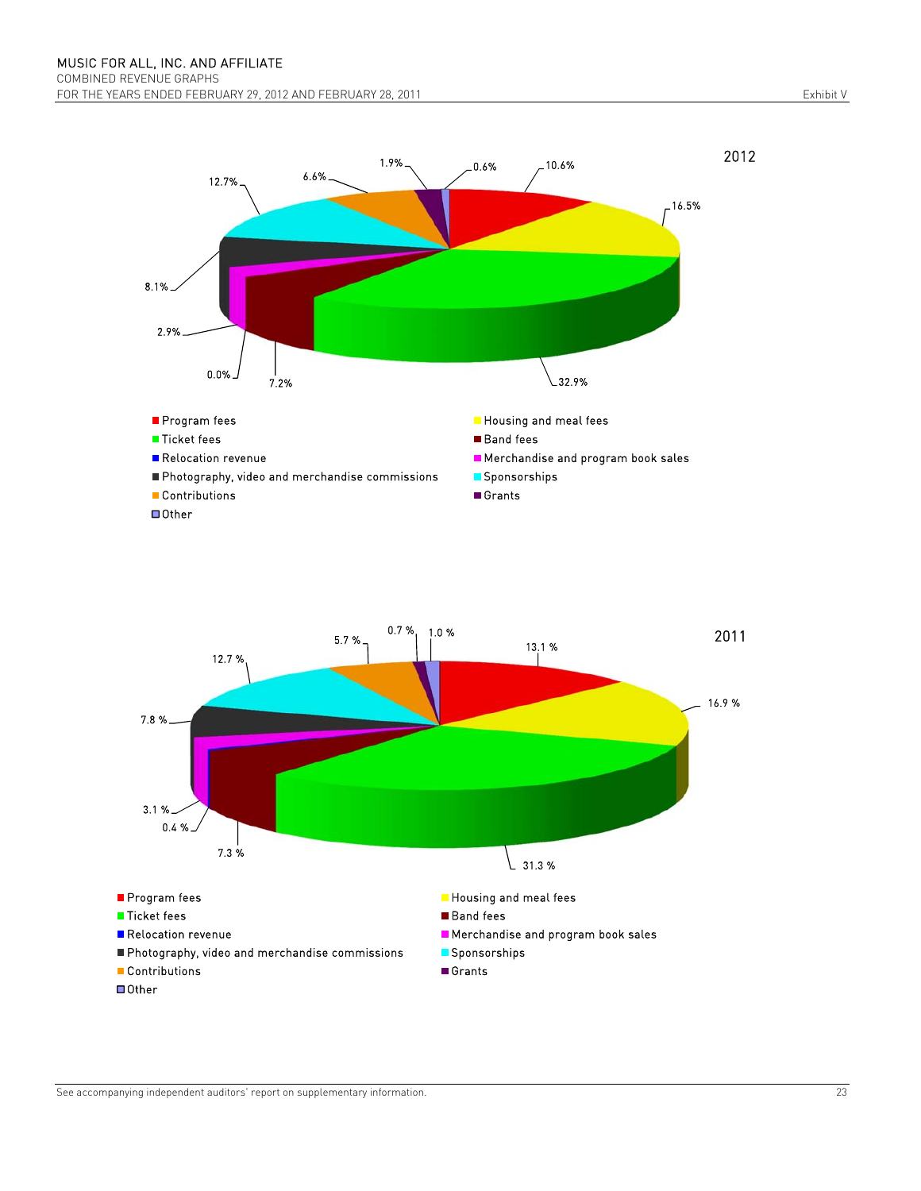MUSIC FOR ALL, INC. AND AFFILIATE
COMBINED REVENUE GRAPHS
FOR THE YEARS ENDED FEBRUARY 29, 2012 AND FEBRUARY 28, 2011

Exhibit V

**2012**

| Category | Percentage |
|---|---|
| Program fees | 10.6% |
| Housing and meal fees | 16.5% |
| Ticket fees | 32.9% |
| Band fees | 7.2% |
| Relocation revenue | 0.0% |
| Merchandise and program book sales | 2.9% |
| Photography, video and merchandise commissions | 8.1% |
| Sponsorships | 12.7% |
| Contributions | 6.6% |
| Grants | 1.9% |
| Other | 0.6% |

**2011**

| Category | Percentage |
|---|---|
| Program fees | 13.1 % |
| Housing and meal fees | 16.9 % |
| Ticket fees | 31.3 % |
| Band fees | 7.3 % |
| Relocation revenue | 0.4 % |
| Merchandise and program book sales | 3.1 % |
| Photography, video and merchandise commissions | 7.8 % |
| Sponsorships | 12.7 % |
| Contributions | 5.7 % |
| Grants | 0.7 % |
| Other | 1.0 % |

See accompanying independent auditors' report on supplementary information.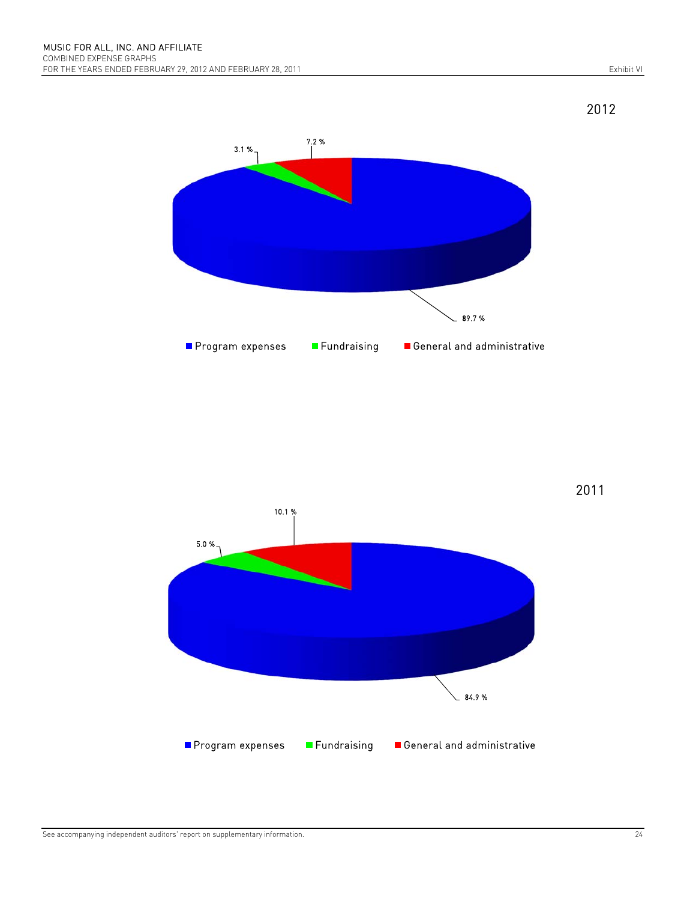MUSIC FOR ALL, INC. AND AFFILIATE
COMBINED EXPENSE GRAPHS
FOR THE YEARS ENDED FEBRUARY 29, 2012 AND FEBRUARY 28, 2011

Exhibit VI

2012

3.1 %
7.2 %
89.7 %

Program expenses
Fundraising
General and administrative

2011

10.1 %
5.0 %
84.9 %

Program expenses
Fundraising
General and administrative

See accompanying independent auditors' report on supplementary information.